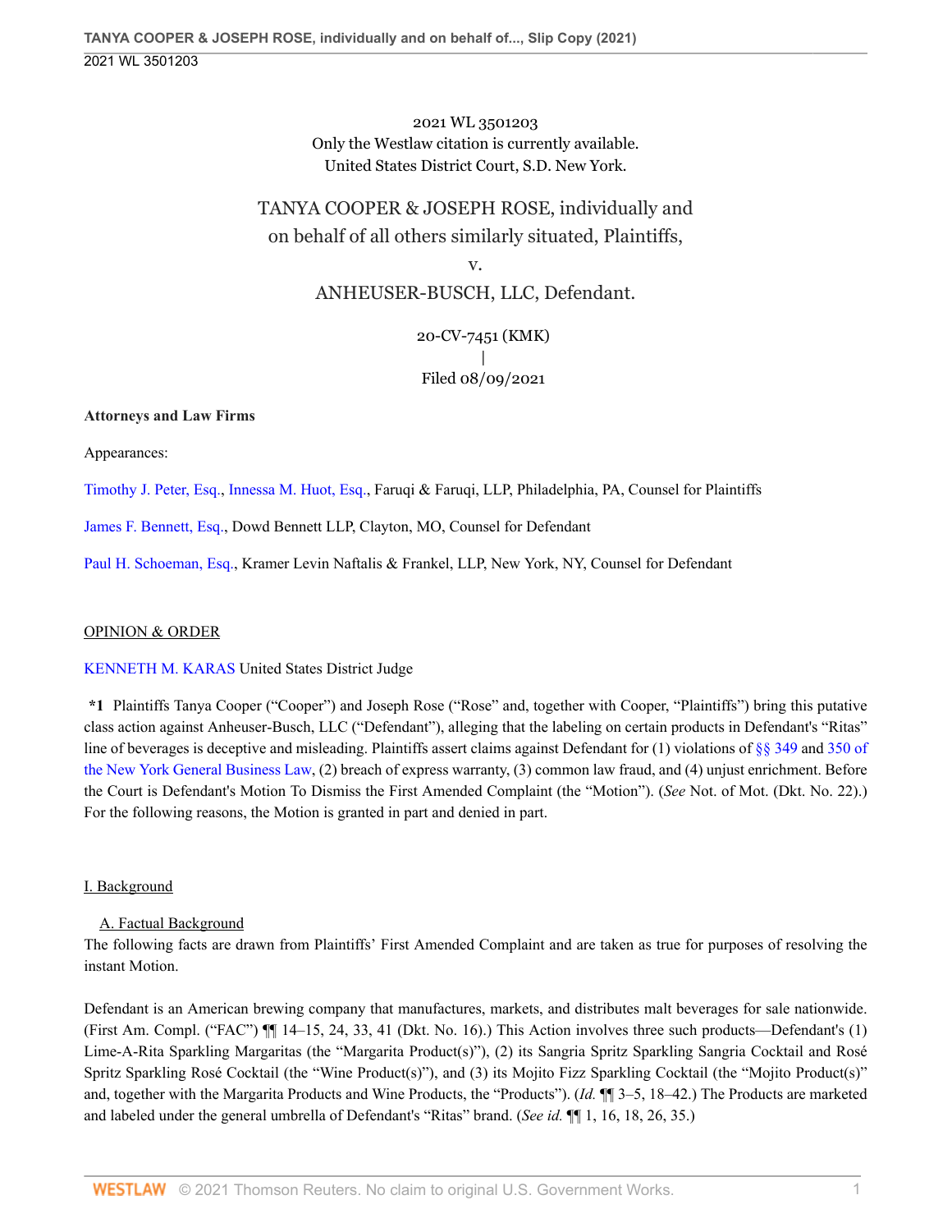2021 WL 3501203
Only the Westlaw citation is currently available.
United States District Court, S.D. New York.

# TANYA COOPER & JOSEPH ROSE, individually and on behalf of all others similarly situated, Plaintiffs,
v.
ANHEUSER-BUSCH, LLC, Defendant.

20-CV-7451 (KMK)
|
Filed 08/09/2021

**Attorneys and Law Firms**

Appearances:

Timothy J. Peter, Esq., Innessa M. Huot, Esq., Faruqi & Faruqi, LLP, Philadelphia, PA, Counsel for Plaintiffs

James F. Bennett, Esq., Dowd Bennett LLP, Clayton, MO, Counsel for Defendant

Paul H. Schoeman, Esq., Kramer Levin Naftalis & Frankel, LLP, New York, NY, Counsel for Defendant

## OPINION & ORDER

KENNETH M. KARAS United States District Judge

**\*1** Plaintiffs Tanya Cooper ("Cooper") and Joseph Rose ("Rose" and, together with Cooper, "Plaintiffs") bring this putative class action against Anheuser-Busch, LLC ("Defendant"), alleging that the labeling on certain products in Defendant's "Ritas" line of beverages is deceptive and misleading. Plaintiffs assert claims against Defendant for (1) violations of §§ 349 and 350 of the New York General Business Law, (2) breach of express warranty, (3) common law fraud, and (4) unjust enrichment. Before the Court is Defendant's Motion To Dismiss the First Amended Complaint (the "Motion"). (*See* Not. of Mot. (Dkt. No. 22).) For the following reasons, the Motion is granted in part and denied in part.

## I. Background

### A. Factual Background

The following facts are drawn from Plaintiffs' First Amended Complaint and are taken as true for purposes of resolving the instant Motion.

Defendant is an American brewing company that manufactures, markets, and distributes malt beverages for sale nationwide. (First Am. Compl. ("FAC") ¶¶ 14–15, 24, 33, 41 (Dkt. No. 16).) This Action involves three such products—Defendant's (1) Lime-A-Rita Sparkling Margaritas (the "Margarita Product(s)"), (2) its Sangria Spritz Sparkling Sangria Cocktail and Rosé Spritz Sparkling Rosé Cocktail (the "Wine Product(s)"), and (3) its Mojito Fizz Sparkling Cocktail (the "Mojito Product(s)" and, together with the Margarita Products and Wine Products, the "Products"). (*Id.* ¶¶ 3–5, 18–42.) The Products are marketed and labeled under the general umbrella of Defendant's "Ritas" brand. (*See id.* ¶¶ 1, 16, 18, 26, 35.)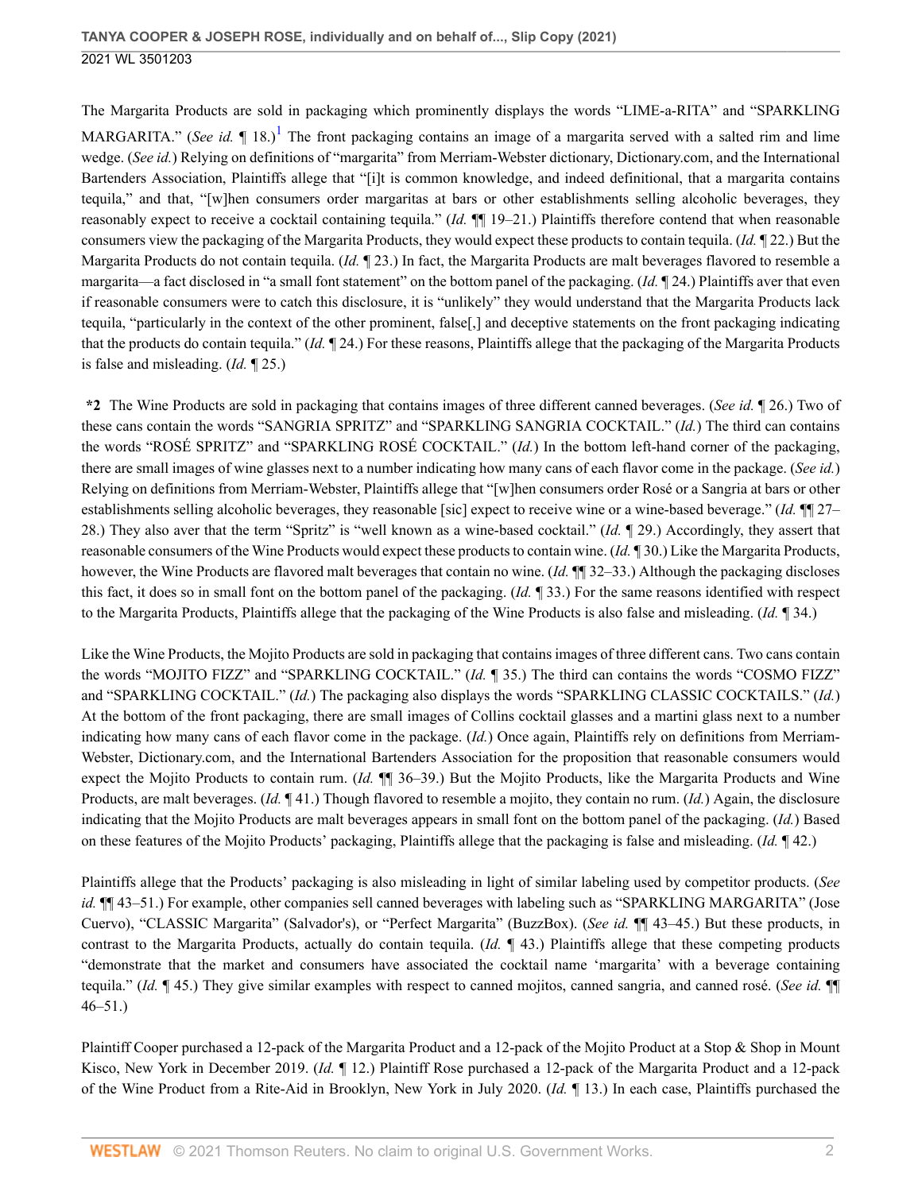The Margarita Products are sold in packaging which prominently displays the words "LIME-a-RITA" and "SPARKLING MARGARITA." (*See id.* ¶ 18.)[1] The front packaging contains an image of a margarita served with a salted rim and lime wedge. (*See id.*) Relying on definitions of "margarita" from Merriam-Webster dictionary, Dictionary.com, and the International Bartenders Association, Plaintiffs allege that "[i]t is common knowledge, and indeed definitional, that a margarita contains tequila," and that, "[w]hen consumers order margaritas at bars or other establishments selling alcoholic beverages, they reasonably expect to receive a cocktail containing tequila." (*Id.* ¶¶ 19–21.) Plaintiffs therefore contend that when reasonable consumers view the packaging of the Margarita Products, they would expect these products to contain tequila. (*Id.* ¶ 22.) But the Margarita Products do not contain tequila. (*Id.* ¶ 23.) In fact, the Margarita Products are malt beverages flavored to resemble a margarita—a fact disclosed in "a small font statement" on the bottom panel of the packaging. (*Id.* ¶ 24.) Plaintiffs aver that even if reasonable consumers were to catch this disclosure, it is "unlikely" they would understand that the Margarita Products lack tequila, "particularly in the context of the other prominent, false[,] and deceptive statements on the front packaging indicating that the products do contain tequila." (*Id.* ¶ 24.) For these reasons, Plaintiffs allege that the packaging of the Margarita Products is false and misleading. (*Id.* ¶ 25.)

**\*2** The Wine Products are sold in packaging that contains images of three different canned beverages. (*See id.* ¶ 26.) Two of these cans contain the words "SANGRIA SPRITZ" and "SPARKLING SANGRIA COCKTAIL." (*Id.*) The third can contains the words "ROSÉ SPRITZ" and "SPARKLING ROSÉ COCKTAIL." (*Id.*) In the bottom left-hand corner of the packaging, there are small images of wine glasses next to a number indicating how many cans of each flavor come in the package. (*See id.*) Relying on definitions from Merriam-Webster, Plaintiffs allege that "[w]hen consumers order Rosé or a Sangria at bars or other establishments selling alcoholic beverages, they reasonable [sic] expect to receive wine or a wine-based beverage." (*Id.* ¶¶ 27–28.) They also aver that the term "Spritz" is "well known as a wine-based cocktail." (*Id.* ¶ 29.) Accordingly, they assert that reasonable consumers of the Wine Products would expect these products to contain wine. (*Id.* ¶ 30.) Like the Margarita Products, however, the Wine Products are flavored malt beverages that contain no wine. (*Id.* ¶¶ 32–33.) Although the packaging discloses this fact, it does so in small font on the bottom panel of the packaging. (*Id.* ¶ 33.) For the same reasons identified with respect to the Margarita Products, Plaintiffs allege that the packaging of the Wine Products is also false and misleading. (*Id.* ¶ 34.)

Like the Wine Products, the Mojito Products are sold in packaging that contains images of three different cans. Two cans contain the words "MOJITO FIZZ" and "SPARKLING COCKTAIL." (*Id.* ¶ 35.) The third can contains the words "COSMO FIZZ" and "SPARKLING COCKTAIL." (*Id.*) The packaging also displays the words "SPARKLING CLASSIC COCKTAILS." (*Id.*) At the bottom of the front packaging, there are small images of Collins cocktail glasses and a martini glass next to a number indicating how many cans of each flavor come in the package. (*Id.*) Once again, Plaintiffs rely on definitions from Merriam-Webster, Dictionary.com, and the International Bartenders Association for the proposition that reasonable consumers would expect the Mojito Products to contain rum. (*Id.* ¶¶ 36–39.) But the Mojito Products, like the Margarita Products and Wine Products, are malt beverages. (*Id.* ¶ 41.) Though flavored to resemble a mojito, they contain no rum. (*Id.*) Again, the disclosure indicating that the Mojito Products are malt beverages appears in small font on the bottom panel of the packaging. (*Id.*) Based on these features of the Mojito Products' packaging, Plaintiffs allege that the packaging is false and misleading. (*Id.* ¶ 42.)

Plaintiffs allege that the Products' packaging is also misleading in light of similar labeling used by competitor products. (*See id.* ¶¶ 43–51.) For example, other companies sell canned beverages with labeling such as "SPARKLING MARGARITA" (Jose Cuervo), "CLASSIC Margarita" (Salvador's), or "Perfect Margarita" (BuzzBox). (*See id.* ¶¶ 43–45.) But these products, in contrast to the Margarita Products, actually do contain tequila. (*Id.* ¶ 43.) Plaintiffs allege that these competing products "demonstrate that the market and consumers have associated the cocktail name 'margarita' with a beverage containing tequila." (*Id.* ¶ 45.) They give similar examples with respect to canned mojitos, canned sangria, and canned rosé. (*See id.* ¶¶ 46–51.)

Plaintiff Cooper purchased a 12-pack of the Margarita Product and a 12-pack of the Mojito Product at a Stop & Shop in Mount Kisco, New York in December 2019. (*Id.* ¶ 12.) Plaintiff Rose purchased a 12-pack of the Margarita Product and a 12-pack of the Wine Product from a Rite-Aid in Brooklyn, New York in July 2020. (*Id.* ¶ 13.) In each case, Plaintiffs purchased the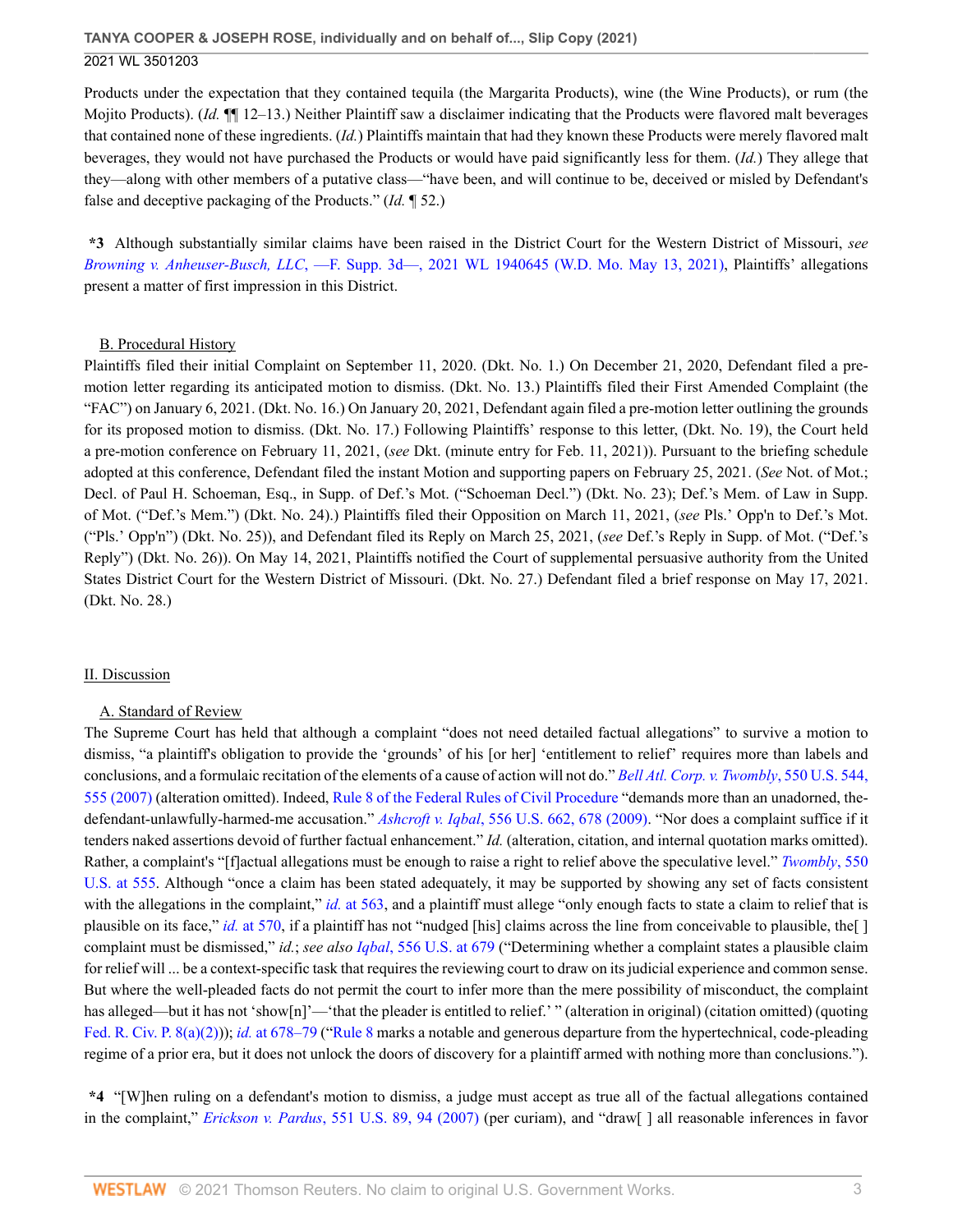Products under the expectation that they contained tequila (the Margarita Products), wine (the Wine Products), or rum (the Mojito Products). (*Id.* ¶¶ 12–13.) Neither Plaintiff saw a disclaimer indicating that the Products were flavored malt beverages that contained none of these ingredients. (*Id.*) Plaintiffs maintain that had they known these Products were merely flavored malt beverages, they would not have purchased the Products or would have paid significantly less for them. (*Id.*) They allege that they—along with other members of a putative class—"have been, and will continue to be, deceived or misled by Defendant's false and deceptive packaging of the Products." (*Id.* ¶ 52.)

**\*3** Although substantially similar claims have been raised in the District Court for the Western District of Missouri, *see Browning v. Anheuser-Busch, LLC*, —F. Supp. 3d—, 2021 WL 1940645 (W.D. Mo. May 13, 2021), Plaintiffs' allegations present a matter of first impression in this District.

### B. Procedural History

Plaintiffs filed their initial Complaint on September 11, 2020. (Dkt. No. 1.) On December 21, 2020, Defendant filed a pre-motion letter regarding its anticipated motion to dismiss. (Dkt. No. 13.) Plaintiffs filed their First Amended Complaint (the "FAC") on January 6, 2021. (Dkt. No. 16.) On January 20, 2021, Defendant again filed a pre-motion letter outlining the grounds for its proposed motion to dismiss. (Dkt. No. 17.) Following Plaintiffs' response to this letter, (Dkt. No. 19), the Court held a pre-motion conference on February 11, 2021, (*see* Dkt. (minute entry for Feb. 11, 2021)). Pursuant to the briefing schedule adopted at this conference, Defendant filed the instant Motion and supporting papers on February 25, 2021. (*See* Not. of Mot.; Decl. of Paul H. Schoeman, Esq., in Supp. of Def.'s Mot. ("Schoeman Decl.") (Dkt. No. 23); Def.'s Mem. of Law in Supp. of Mot. ("Def.'s Mem.") (Dkt. No. 24).) Plaintiffs filed their Opposition on March 11, 2021, (*see* Pls.' Opp'n to Def.'s Mot. ("Pls.' Opp'n") (Dkt. No. 25)), and Defendant filed its Reply on March 25, 2021, (*see* Def.'s Reply in Supp. of Mot. ("Def.'s Reply") (Dkt. No. 26)). On May 14, 2021, Plaintiffs notified the Court of supplemental persuasive authority from the United States District Court for the Western District of Missouri. (Dkt. No. 27.) Defendant filed a brief response on May 17, 2021. (Dkt. No. 28.)

## II. Discussion

### A. Standard of Review

The Supreme Court has held that although a complaint "does not need detailed factual allegations" to survive a motion to dismiss, "a plaintiff's obligation to provide the 'grounds' of his [or her] 'entitlement to relief' requires more than labels and conclusions, and a formulaic recitation of the elements of a cause of action will not do." *Bell Atl. Corp. v. Twombly*, 550 U.S. 544, 555 (2007) (alteration omitted). Indeed, Rule 8 of the Federal Rules of Civil Procedure "demands more than an unadorned, the-defendant-unlawfully-harmed-me accusation." *Ashcroft v. Iqbal*, 556 U.S. 662, 678 (2009). "Nor does a complaint suffice if it tenders naked assertions devoid of further factual enhancement." *Id.* (alteration, citation, and internal quotation marks omitted). Rather, a complaint's "[f]actual allegations must be enough to raise a right to relief above the speculative level." *Twombly*, 550 U.S. at 555. Although "once a claim has been stated adequately, it may be supported by showing any set of facts consistent with the allegations in the complaint," *id.* at 563, and a plaintiff must allege "only enough facts to state a claim to relief that is plausible on its face," *id.* at 570, if a plaintiff has not "nudged [his] claims across the line from conceivable to plausible, the[ ] complaint must be dismissed," *id.*; *see also Iqbal*, 556 U.S. at 679 ("Determining whether a complaint states a plausible claim for relief will ... be a context-specific task that requires the reviewing court to draw on its judicial experience and common sense. But where the well-pleaded facts do not permit the court to infer more than the mere possibility of misconduct, the complaint has alleged—but it has not 'show[n]'—'that the pleader is entitled to relief.' " (alteration in original) (citation omitted) (quoting Fed. R. Civ. P. 8(a)(2))); *id.* at 678–79 ("Rule 8 marks a notable and generous departure from the hypertechnical, code-pleading regime of a prior era, but it does not unlock the doors of discovery for a plaintiff armed with nothing more than conclusions.").

**\*4** "[W]hen ruling on a defendant's motion to dismiss, a judge must accept as true all of the factual allegations contained in the complaint," *Erickson v. Pardus*, 551 U.S. 89, 94 (2007) (per curiam), and "draw[ ] all reasonable inferences in favor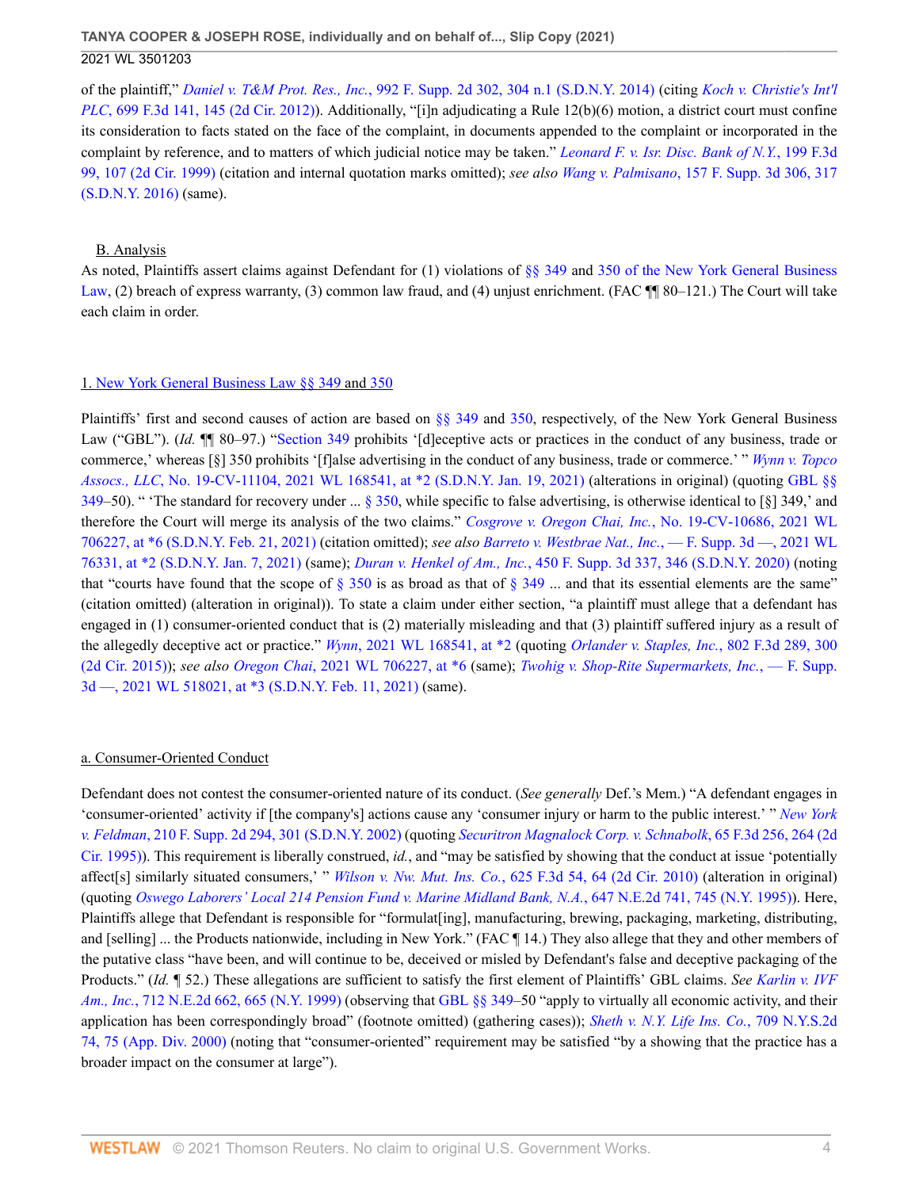of the plaintiff," *Daniel v. T&M Prot. Res., Inc.*, 992 F. Supp. 2d 302, 304 n.1 (S.D.N.Y. 2014) (citing *Koch v. Christie's Int'l PLC*, 699 F.3d 141, 145 (2d Cir. 2012)). Additionally, "[i]n adjudicating a Rule 12(b)(6) motion, a district court must confine its consideration to facts stated on the face of the complaint, in documents appended to the complaint or incorporated in the complaint by reference, and to matters of which judicial notice may be taken." *Leonard F. v. Isr. Disc. Bank of N.Y.*, 199 F.3d 99, 107 (2d Cir. 1999) (citation and internal quotation marks omitted); *see also Wang v. Palmisano*, 157 F. Supp. 3d 306, 317 (S.D.N.Y. 2016) (same).

## B. Analysis

As noted, Plaintiffs assert claims against Defendant for (1) violations of §§ 349 and 350 of the New York General Business Law, (2) breach of express warranty, (3) common law fraud, and (4) unjust enrichment. (FAC ¶¶ 80–121.) The Court will take each claim in order.

### 1. New York General Business Law §§ 349 and 350

Plaintiffs' first and second causes of action are based on §§ 349 and 350, respectively, of the New York General Business Law ("GBL"). (*Id.* ¶¶ 80–97.) "Section 349 prohibits '[d]eceptive acts or practices in the conduct of any business, trade or commerce,' whereas [§] 350 prohibits '[f]alse advertising in the conduct of any business, trade or commerce.' " *Wynn v. Topco Assocs., LLC*, No. 19-CV-11104, 2021 WL 168541, at *2 (S.D.N.Y. Jan. 19, 2021) (alterations in original) (quoting GBL §§ 349–50). " 'The standard for recovery under ... § 350, while specific to false advertising, is otherwise identical to [§] 349,' and therefore the Court will merge its analysis of the two claims." *Cosgrove v. Oregon Chai, Inc.*, No. 19-CV-10686, 2021 WL 706227, at *6 (S.D.N.Y. Feb. 21, 2021) (citation omitted); *see also Barreto v. Westbrae Nat., Inc.*, — F. Supp. 3d —, 2021 WL 76331, at *2 (S.D.N.Y. Jan. 7, 2021) (same); *Duran v. Henkel of Am., Inc.*, 450 F. Supp. 3d 337, 346 (S.D.N.Y. 2020) (noting that "courts have found that the scope of § 350 is as broad as that of § 349 ... and that its essential elements are the same" (citation omitted) (alteration in original)). To state a claim under either section, "a plaintiff must allege that a defendant has engaged in (1) consumer-oriented conduct that is (2) materially misleading and that (3) plaintiff suffered injury as a result of the allegedly deceptive act or practice." *Wynn*, 2021 WL 168541, at *2 (quoting *Orlander v. Staples, Inc.*, 802 F.3d 289, 300 (2d Cir. 2015)); *see also Oregon Chai*, 2021 WL 706227, at *6 (same); *Twohig v. Shop-Rite Supermarkets, Inc.*, — F. Supp. 3d —, 2021 WL 518021, at *3 (S.D.N.Y. Feb. 11, 2021) (same).

#### a. Consumer-Oriented Conduct

Defendant does not contest the consumer-oriented nature of its conduct. (*See generally* Def.'s Mem.) "A defendant engages in 'consumer-oriented' activity if [the company's] actions cause any 'consumer injury or harm to the public interest.' " *New York v. Feldman*, 210 F. Supp. 2d 294, 301 (S.D.N.Y. 2002) (quoting *Securitron Magnalock Corp. v. Schnabolk*, 65 F.3d 256, 264 (2d Cir. 1995)). This requirement is liberally construed, *id.*, and "may be satisfied by showing that the conduct at issue 'potentially affect[s] similarly situated consumers,' " *Wilson v. Nw. Mut. Ins. Co.*, 625 F.3d 54, 64 (2d Cir. 2010) (alteration in original) (quoting *Oswego Laborers' Local 214 Pension Fund v. Marine Midland Bank, N.A.*, 647 N.E.2d 741, 745 (N.Y. 1995)). Here, Plaintiffs allege that Defendant is responsible for "formulat[ing], manufacturing, brewing, packaging, marketing, distributing, and [selling] ... the Products nationwide, including in New York." (FAC ¶ 14.) They also allege that they and other members of the putative class "have been, and will continue to be, deceived or misled by Defendant's false and deceptive packaging of the Products." (*Id.* ¶ 52.) These allegations are sufficient to satisfy the first element of Plaintiffs' GBL claims. *See Karlin v. IVF Am., Inc.*, 712 N.E.2d 662, 665 (N.Y. 1999) (observing that GBL §§ 349–50 "apply to virtually all economic activity, and their application has been correspondingly broad" (footnote omitted) (gathering cases)); *Sheth v. N.Y. Life Ins. Co.*, 709 N.Y.S.2d 74, 75 (App. Div. 2000) (noting that "consumer-oriented" requirement may be satisfied "by a showing that the practice has a broader impact on the consumer at large").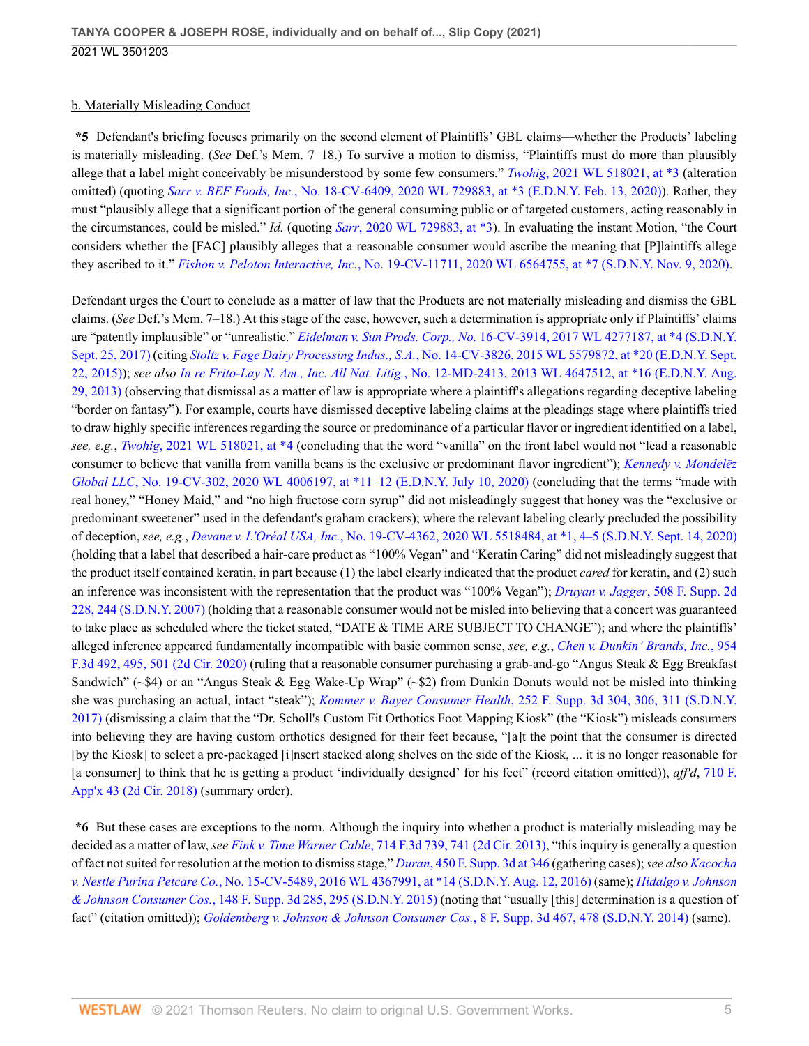b. Materially Misleading Conduct

**\*5** Defendant's briefing focuses primarily on the second element of Plaintiffs' GBL claims—whether the Products' labeling is materially misleading. (*See* Def.'s Mem. 7–18.) To survive a motion to dismiss, "Plaintiffs must do more than plausibly allege that a label might conceivably be misunderstood by some few consumers." *Twohig*, 2021 WL 518021, at *3 (alteration omitted) (quoting *Sarr v. BEF Foods, Inc.*, No. 18-CV-6409, 2020 WL 729883, at *3 (E.D.N.Y. Feb. 13, 2020)). Rather, they must "plausibly allege that a significant portion of the general consuming public or of targeted customers, acting reasonably in the circumstances, could be misled." *Id.* (quoting *Sarr*, 2020 WL 729883, at *3). In evaluating the instant Motion, "the Court considers whether the [FAC] plausibly alleges that a reasonable consumer would ascribe the meaning that [P]laintiffs allege they ascribed to it." *Fishon v. Peloton Interactive, Inc.*, No. 19-CV-11711, 2020 WL 6564755, at *7 (S.D.N.Y. Nov. 9, 2020).

Defendant urges the Court to conclude as a matter of law that the Products are not materially misleading and dismiss the GBL claims. (*See* Def.'s Mem. 7–18.) At this stage of the case, however, such a determination is appropriate only if Plaintiffs' claims are "patently implausible" or "unrealistic." *Eidelman v. Sun Prods. Corp., No.* 16-CV-3914, 2017 WL 4277187, at *4 (S.D.N.Y. Sept. 25, 2017) (citing *Stoltz v. Fage Dairy Processing Indus., S.A.*, No. 14-CV-3826, 2015 WL 5579872, at *20 (E.D.N.Y. Sept. 22, 2015)); *see also In re Frito-Lay N. Am., Inc. All Nat. Litig.*, No. 12-MD-2413, 2013 WL 4647512, at *16 (E.D.N.Y. Aug. 29, 2013) (observing that dismissal as a matter of law is appropriate where a plaintiff's allegations regarding deceptive labeling "border on fantasy"). For example, courts have dismissed deceptive labeling claims at the pleadings stage where plaintiffs tried to draw highly specific inferences regarding the source or predominance of a particular flavor or ingredient identified on a label, *see, e.g.*, *Twohig*, 2021 WL 518021, at *4 (concluding that the word "vanilla" on the front label would not "lead a reasonable consumer to believe that vanilla from vanilla beans is the exclusive or predominant flavor ingredient"); *Kennedy v. Mondelēz Global LLC*, No. 19-CV-302, 2020 WL 4006197, at *11–12 (E.D.N.Y. July 10, 2020) (concluding that the terms "made with real honey," "Honey Maid," and "no high fructose corn syrup" did not misleadingly suggest that honey was the "exclusive or predominant sweetener" used in the defendant's graham crackers); where the relevant labeling clearly precluded the possibility of deception, *see, e.g.*, *Devane v. L'Oréal USA, Inc.*, No. 19-CV-4362, 2020 WL 5518484, at *1, 4–5 (S.D.N.Y. Sept. 14, 2020) (holding that a label that described a hair-care product as "100% Vegan" and "Keratin Caring" did not misleadingly suggest that the product itself contained keratin, in part because (1) the label clearly indicated that the product *cared* for keratin, and (2) such an inference was inconsistent with the representation that the product was "100% Vegan"); *Druyan v. Jagger*, 508 F. Supp. 2d 228, 244 (S.D.N.Y. 2007) (holding that a reasonable consumer would not be misled into believing that a concert was guaranteed to take place as scheduled where the ticket stated, "DATE & TIME ARE SUBJECT TO CHANGE"); and where the plaintiffs' alleged inference appeared fundamentally incompatible with basic common sense, *see, e.g.*, *Chen v. Dunkin' Brands, Inc.*, 954 F.3d 492, 495, 501 (2d Cir. 2020) (ruling that a reasonable consumer purchasing a grab-and-go "Angus Steak & Egg Breakfast Sandwich" (~$4) or an "Angus Steak & Egg Wake-Up Wrap" (~$2) from Dunkin Donuts would not be misled into thinking she was purchasing an actual, intact "steak"); *Kommer v. Bayer Consumer Health*, 252 F. Supp. 3d 304, 306, 311 (S.D.N.Y. 2017) (dismissing a claim that the "Dr. Scholl's Custom Fit Orthotics Foot Mapping Kiosk" (the "Kiosk") misleads consumers into believing they are having custom orthotics designed for their feet because, "[a]t the point that the consumer is directed [by the Kiosk] to select a pre-packaged [i]nsert stacked along shelves on the side of the Kiosk, ... it is no longer reasonable for [a consumer] to think that he is getting a product 'individually designed' for his feet" (record citation omitted)), *aff'd*, 710 F. App'x 43 (2d Cir. 2018) (summary order).

**\*6** But these cases are exceptions to the norm. Although the inquiry into whether a product is materially misleading may be decided as a matter of law, *see Fink v. Time Warner Cable*, 714 F.3d 739, 741 (2d Cir. 2013), "this inquiry is generally a question of fact not suited for resolution at the motion to dismiss stage," *Duran*, 450 F. Supp. 3d at 346 (gathering cases); *see also Kacocha v. Nestle Purina Petcare Co.*, No. 15-CV-5489, 2016 WL 4367991, at *14 (S.D.N.Y. Aug. 12, 2016) (same); *Hidalgo v. Johnson & Johnson Consumer Cos.*, 148 F. Supp. 3d 285, 295 (S.D.N.Y. 2015) (noting that "usually [this] determination is a question of fact" (citation omitted)); *Goldemberg v. Johnson & Johnson Consumer Cos.*, 8 F. Supp. 3d 467, 478 (S.D.N.Y. 2014) (same).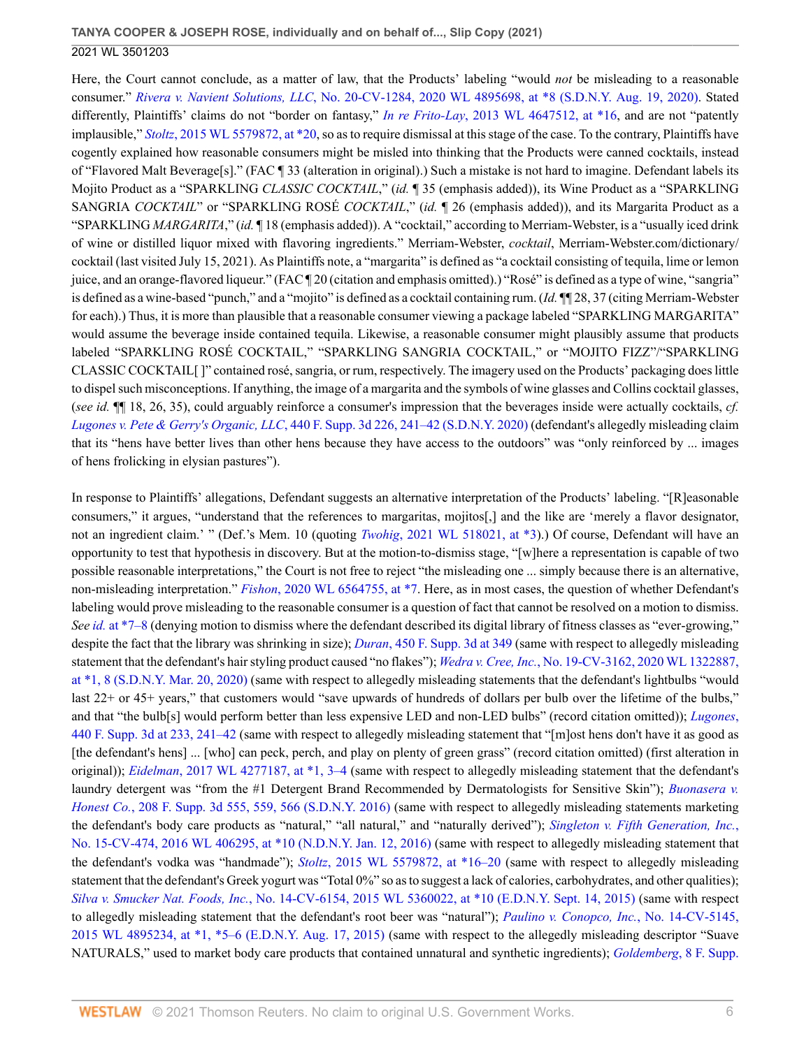Here, the Court cannot conclude, as a matter of law, that the Products' labeling "would *not* be misleading to a reasonable consumer." *Rivera v. Navient Solutions, LLC*, No. 20-CV-1284, 2020 WL 4895698, at *8 (S.D.N.Y. Aug. 19, 2020). Stated differently, Plaintiffs' claims do not "border on fantasy," *In re Frito-Lay*, 2013 WL 4647512, at *16, and are not "patently implausible," *Stoltz*, 2015 WL 5579872, at *20, so as to require dismissal at this stage of the case. To the contrary, Plaintiffs have cogently explained how reasonable consumers might be misled into thinking that the Products were canned cocktails, instead of "Flavored Malt Beverage[s]." (FAC ¶ 33 (alteration in original).) Such a mistake is not hard to imagine. Defendant labels its Mojito Product as a "SPARKLING *CLASSIC COCKTAIL*," (*id.* ¶ 35 (emphasis added)), its Wine Product as a "SPARKLING SANGRIA *COCKTAIL*" or "SPARKLING ROSÉ *COCKTAIL*," (*id.* ¶ 26 (emphasis added)), and its Margarita Product as a "SPARKLING *MARGARITA*," (*id.* ¶ 18 (emphasis added)). A "cocktail," according to Merriam-Webster, is a "usually iced drink of wine or distilled liquor mixed with flavoring ingredients." Merriam-Webster, *cocktail*, Merriam-Webster.com/dictionary/cocktail (last visited July 15, 2021). As Plaintiffs note, a "margarita" is defined as "a cocktail consisting of tequila, lime or lemon juice, and an orange-flavored liqueur." (FAC ¶ 20 (citation and emphasis omitted).) "Rosé" is defined as a type of wine, "sangria" is defined as a wine-based "punch," and a "mojito" is defined as a cocktail containing rum. (*Id.* ¶¶ 28, 37 (citing Merriam-Webster for each).) Thus, it is more than plausible that a reasonable consumer viewing a package labeled "SPARKLING MARGARITA" would assume the beverage inside contained tequila. Likewise, a reasonable consumer might plausibly assume that products labeled "SPARKLING ROSÉ COCKTAIL," "SPARKLING SANGRIA COCKTAIL," or "MOJITO FIZZ"/"SPARKLING CLASSIC COCKTAIL[ ]" contained rosé, sangria, or rum, respectively. The imagery used on the Products' packaging does little to dispel such misconceptions. If anything, the image of a margarita and the symbols of wine glasses and Collins cocktail glasses, (*see id.* ¶¶ 18, 26, 35), could arguably reinforce a consumer's impression that the beverages inside were actually cocktails, *cf. Lugones v. Pete & Gerry's Organic, LLC*, 440 F. Supp. 3d 226, 241–42 (S.D.N.Y. 2020) (defendant's allegedly misleading claim that its "hens have better lives than other hens because they have access to the outdoors" was "only reinforced by ... images of hens frolicking in elysian pastures").

In response to Plaintiffs' allegations, Defendant suggests an alternative interpretation of the Products' labeling. "[R]easonable consumers," it argues, "understand that the references to margaritas, mojitos[,] and the like are 'merely a flavor designator, not an ingredient claim.' " (Def.'s Mem. 10 (quoting *Twohig*, 2021 WL 518021, at *3).) Of course, Defendant will have an opportunity to test that hypothesis in discovery. But at the motion-to-dismiss stage, "[w]here a representation is capable of two possible reasonable interpretations," the Court is not free to reject "the misleading one ... simply because there is an alternative, non-misleading interpretation." *Fishon*, 2020 WL 6564755, at *7. Here, as in most cases, the question of whether Defendant's labeling would prove misleading to the reasonable consumer is a question of fact that cannot be resolved on a motion to dismiss. *See id.* at *7–8 (denying motion to dismiss where the defendant described its digital library of fitness classes as "ever-growing," despite the fact that the library was shrinking in size); *Duran*, 450 F. Supp. 3d at 349 (same with respect to allegedly misleading statement that the defendant's hair styling product caused "no flakes"); *Wedra v. Cree, Inc.*, No. 19-CV-3162, 2020 WL 1322887, at *1, 8 (S.D.N.Y. Mar. 20, 2020) (same with respect to allegedly misleading statements that the defendant's lightbulbs "would last 22+ or 45+ years," that customers would "save upwards of hundreds of dollars per bulb over the lifetime of the bulbs," and that "the bulb[s] would perform better than less expensive LED and non-LED bulbs" (record citation omitted)); *Lugones*, 440 F. Supp. 3d at 233, 241–42 (same with respect to allegedly misleading statement that "[m]ost hens don't have it as good as [the defendant's hens] ... [who] can peck, perch, and play on plenty of green grass" (record citation omitted) (first alteration in original)); *Eidelman*, 2017 WL 4277187, at *1, 3–4 (same with respect to allegedly misleading statement that the defendant's laundry detergent was "from the #1 Detergent Brand Recommended by Dermatologists for Sensitive Skin"); *Buonasera v. Honest Co.*, 208 F. Supp. 3d 555, 559, 566 (S.D.N.Y. 2016) (same with respect to allegedly misleading statements marketing the defendant's body care products as "natural," "all natural," and "naturally derived"); *Singleton v. Fifth Generation, Inc.*, No. 15-CV-474, 2016 WL 406295, at *10 (N.D.N.Y. Jan. 12, 2016) (same with respect to allegedly misleading statement that the defendant's vodka was "handmade"); *Stoltz*, 2015 WL 5579872, at *16–20 (same with respect to allegedly misleading statement that the defendant's Greek yogurt was "Total 0%" so as to suggest a lack of calories, carbohydrates, and other qualities); *Silva v. Smucker Nat. Foods, Inc.*, No. 14-CV-6154, 2015 WL 5360022, at *10 (E.D.N.Y. Sept. 14, 2015) (same with respect to allegedly misleading statement that the defendant's root beer was "natural"); *Paulino v. Conopco, Inc.*, No. 14-CV-5145, 2015 WL 4895234, at *1, *5–6 (E.D.N.Y. Aug. 17, 2015) (same with respect to the allegedly misleading descriptor "Suave NATURALS," used to market body care products that contained unnatural and synthetic ingredients); *Goldemberg*, 8 F. Supp.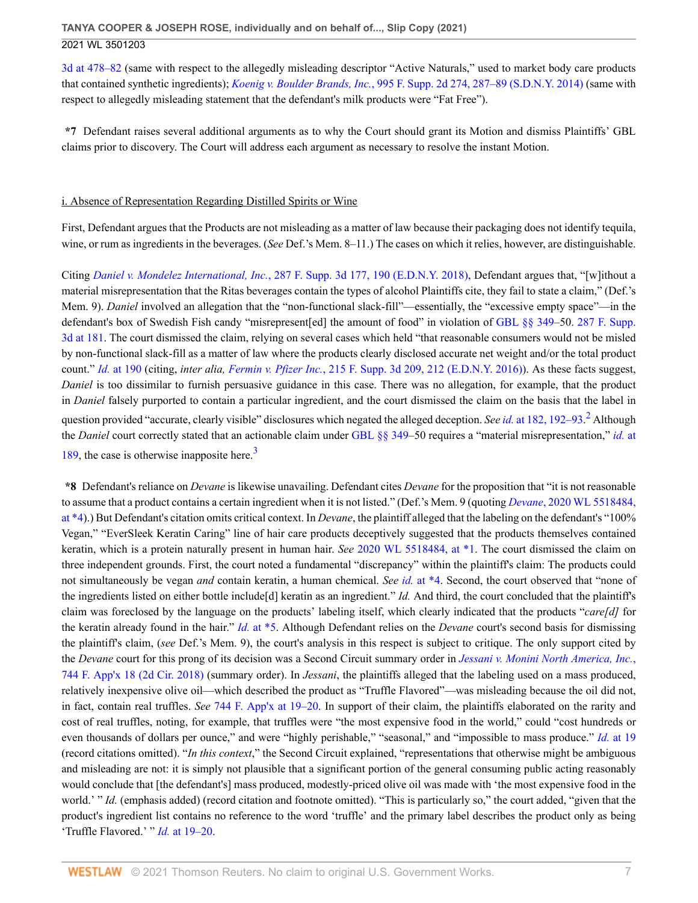3d at 478–82 (same with respect to the allegedly misleading descriptor "Active Naturals," used to market body care products that contained synthetic ingredients); *Koenig v. Boulder Brands, Inc.*, 995 F. Supp. 2d 274, 287–89 (S.D.N.Y. 2014) (same with respect to allegedly misleading statement that the defendant's milk products were "Fat Free").

**\*7** Defendant raises several additional arguments as to why the Court should grant its Motion and dismiss Plaintiffs' GBL claims prior to discovery. The Court will address each argument as necessary to resolve the instant Motion.

i. Absence of Representation Regarding Distilled Spirits or Wine

First, Defendant argues that the Products are not misleading as a matter of law because their packaging does not identify tequila, wine, or rum as ingredients in the beverages. (*See* Def.'s Mem. 8–11.) The cases on which it relies, however, are distinguishable.

Citing *Daniel v. Mondelez International, Inc.*, 287 F. Supp. 3d 177, 190 (E.D.N.Y. 2018), Defendant argues that, "[w]ithout a material misrepresentation that the Ritas beverages contain the types of alcohol Plaintiffs cite, they fail to state a claim," (Def.'s Mem. 9). *Daniel* involved an allegation that the "non-functional slack-fill"—essentially, the "excessive empty space"—in the defendant's box of Swedish Fish candy "misrepresent[ed] the amount of food" in violation of GBL §§ 349–50. 287 F. Supp. 3d at 181. The court dismissed the claim, relying on several cases which held "that reasonable consumers would not be misled by non-functional slack-fill as a matter of law where the products clearly disclosed accurate net weight and/or the total product count." *Id.* at 190 (citing, *inter alia, Fermin v. Pfizer Inc.*, 215 F. Supp. 3d 209, 212 (E.D.N.Y. 2016)). As these facts suggest, *Daniel* is too dissimilar to furnish persuasive guidance in this case. There was no allegation, for example, that the product in *Daniel* falsely purported to contain a particular ingredient, and the court dismissed the claim on the basis that the label in question provided "accurate, clearly visible" disclosures which negated the alleged deception. *See id.* at 182, 192–93.[2] Although the *Daniel* court correctly stated that an actionable claim under GBL §§ 349–50 requires a "material misrepresentation," *id.* at 189, the case is otherwise inapposite here.[3]

**\*8** Defendant's reliance on *Devane* is likewise unavailing. Defendant cites *Devane* for the proposition that "it is not reasonable to assume that a product contains a certain ingredient when it is not listed." (Def.'s Mem. 9 (quoting *Devane*, 2020 WL 5518484, at \*4).) But Defendant's citation omits critical context. In *Devane*, the plaintiff alleged that the labeling on the defendant's "100% Vegan," "EverSleek Keratin Caring" line of hair care products deceptively suggested that the products themselves contained keratin, which is a protein naturally present in human hair. *See* 2020 WL 5518484, at \*1. The court dismissed the claim on three independent grounds. First, the court noted a fundamental "discrepancy" within the plaintiff's claim: The products could not simultaneously be vegan *and* contain keratin, a human chemical. *See id.* at \*4. Second, the court observed that "none of the ingredients listed on either bottle include[d] keratin as an ingredient." *Id.* And third, the court concluded that the plaintiff's claim was foreclosed by the language on the products' labeling itself, which clearly indicated that the products "*care[d]* for the keratin already found in the hair." *Id.* at \*5. Although Defendant relies on the *Devane* court's second basis for dismissing the plaintiff's claim, (*see* Def.'s Mem. 9), the court's analysis in this respect is subject to critique. The only support cited by the *Devane* court for this prong of its decision was a Second Circuit summary order in *Jessani v. Monini North America, Inc.*, 744 F. App'x 18 (2d Cir. 2018) (summary order). In *Jessani*, the plaintiffs alleged that the labeling used on a mass produced, relatively inexpensive olive oil—which described the product as "Truffle Flavored"—was misleading because the oil did not, in fact, contain real truffles. *See* 744 F. App'x at 19–20. In support of their claim, the plaintiffs elaborated on the rarity and cost of real truffles, noting, for example, that truffles were "the most expensive food in the world," could "cost hundreds or even thousands of dollars per ounce," and were "highly perishable," "seasonal," and "impossible to mass produce." *Id.* at 19 (record citations omitted). "*In this context*," the Second Circuit explained, "representations that otherwise might be ambiguous and misleading are not: it is simply not plausible that a significant portion of the general consuming public acting reasonably would conclude that [the defendant's] mass produced, modestly-priced olive oil was made with 'the most expensive food in the world.' " *Id.* (emphasis added) (record citation and footnote omitted). "This is particularly so," the court added, "given that the product's ingredient list contains no reference to the word 'truffle' and the primary label describes the product only as being 'Truffle Flavored.' " *Id.* at 19–20.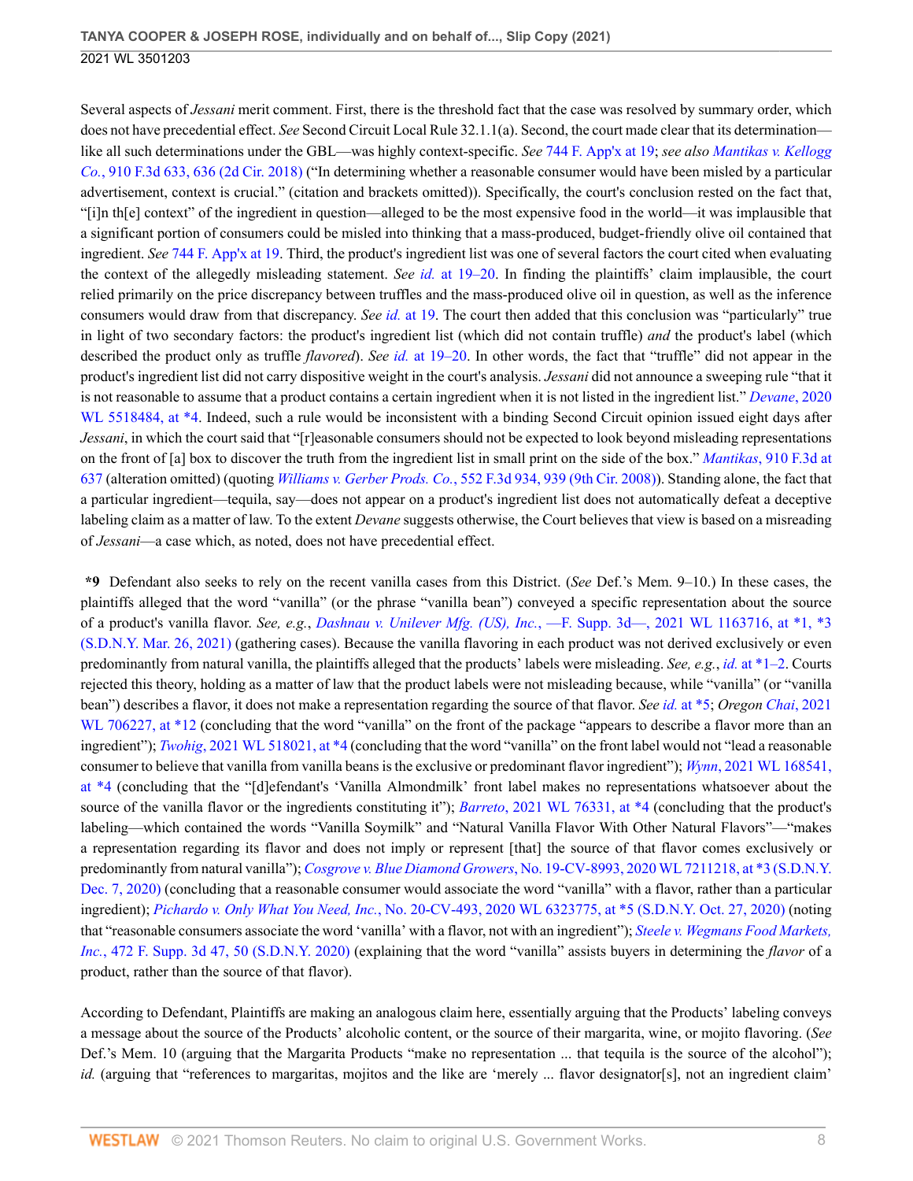Several aspects of *Jessani* merit comment. First, there is the threshold fact that the case was resolved by summary order, which does not have precedential effect. *See* Second Circuit Local Rule 32.1.1(a). Second, the court made clear that its determination—like all such determinations under the GBL—was highly context-specific. *See* 744 F. App'x at 19; *see also Mantikas v. Kellogg Co.*, 910 F.3d 633, 636 (2d Cir. 2018) ("In determining whether a reasonable consumer would have been misled by a particular advertisement, context is crucial." (citation and brackets omitted)). Specifically, the court's conclusion rested on the fact that, "[i]n th[e] context" of the ingredient in question—alleged to be the most expensive food in the world—it was implausible that a significant portion of consumers could be misled into thinking that a mass-produced, budget-friendly olive oil contained that ingredient. *See* 744 F. App'x at 19. Third, the product's ingredient list was one of several factors the court cited when evaluating the context of the allegedly misleading statement. *See id.* at 19–20. In finding the plaintiffs' claim implausible, the court relied primarily on the price discrepancy between truffles and the mass-produced olive oil in question, as well as the inference consumers would draw from that discrepancy. *See id.* at 19. The court then added that this conclusion was "particularly" true in light of two secondary factors: the product's ingredient list (which did not contain truffle) *and* the product's label (which described the product only as truffle *flavored*). *See id.* at 19–20. In other words, the fact that "truffle" did not appear in the product's ingredient list did not carry dispositive weight in the court's analysis. *Jessani* did not announce a sweeping rule "that it is not reasonable to assume that a product contains a certain ingredient when it is not listed in the ingredient list." *Devane*, 2020 WL 5518484, at *4. Indeed, such a rule would be inconsistent with a binding Second Circuit opinion issued eight days after *Jessani*, in which the court said that "[r]easonable consumers should not be expected to look beyond misleading representations on the front of [a] box to discover the truth from the ingredient list in small print on the side of the box." *Mantikas*, 910 F.3d at 637 (alteration omitted) (quoting *Williams v. Gerber Prods. Co.*, 552 F.3d 934, 939 (9th Cir. 2008)). Standing alone, the fact that a particular ingredient—tequila, say—does not appear on a product's ingredient list does not automatically defeat a deceptive labeling claim as a matter of law. To the extent *Devane* suggests otherwise, the Court believes that view is based on a misreading of *Jessani*—a case which, as noted, does not have precedential effect.

***9** Defendant also seeks to rely on the recent vanilla cases from this District. (*See* Def.'s Mem. 9–10.) In these cases, the plaintiffs alleged that the word "vanilla" (or the phrase "vanilla bean") conveyed a specific representation about the source of a product's vanilla flavor. *See, e.g.*, *Dashnau v. Unilever Mfg. (US), Inc.*, —F. Supp. 3d—, 2021 WL 1163716, at *1, *3 (S.D.N.Y. Mar. 26, 2021) (gathering cases). Because the vanilla flavoring in each product was not derived exclusively or even predominantly from natural vanilla, the plaintiffs alleged that the products' labels were misleading. *See, e.g.*, *id.* at *1–2. Courts rejected this theory, holding as a matter of law that the product labels were not misleading because, while "vanilla" (or "vanilla bean") describes a flavor, it does not make a representation regarding the source of that flavor. *See id.* at *5; *Oregon Chai*, 2021 WL 706227, at *12 (concluding that the word "vanilla" on the front of the package "appears to describe a flavor more than an ingredient"); *Twohig*, 2021 WL 518021, at *4 (concluding that the word "vanilla" on the front label would not "lead a reasonable consumer to believe that vanilla from vanilla beans is the exclusive or predominant flavor ingredient"); *Wynn*, 2021 WL 168541, at *4 (concluding that the "[d]efendant's 'Vanilla Almondmilk' front label makes no representations whatsoever about the source of the vanilla flavor or the ingredients constituting it"); *Barreto*, 2021 WL 76331, at *4 (concluding that the product's labeling—which contained the words "Vanilla Soymilk" and "Natural Vanilla Flavor With Other Natural Flavors"—"makes a representation regarding its flavor and does not imply or represent [that] the source of that flavor comes exclusively or predominantly from natural vanilla"); *Cosgrove v. Blue Diamond Growers*, No. 19-CV-8993, 2020 WL 7211218, at *3 (S.D.N.Y. Dec. 7, 2020) (concluding that a reasonable consumer would associate the word "vanilla" with a flavor, rather than a particular ingredient); *Pichardo v. Only What You Need, Inc.*, No. 20-CV-493, 2020 WL 6323775, at *5 (S.D.N.Y. Oct. 27, 2020) (noting that "reasonable consumers associate the word 'vanilla' with a flavor, not with an ingredient"); *Steele v. Wegmans Food Markets, Inc.*, 472 F. Supp. 3d 47, 50 (S.D.N.Y. 2020) (explaining that the word "vanilla" assists buyers in determining the *flavor* of a product, rather than the source of that flavor).

According to Defendant, Plaintiffs are making an analogous claim here, essentially arguing that the Products' labeling conveys a message about the source of the Products' alcoholic content, or the source of their margarita, wine, or mojito flavoring. (*See* Def.'s Mem. 10 (arguing that the Margarita Products "make no representation ... that tequila is the source of the alcohol"); *id.* (arguing that "references to margaritas, mojitos and the like are 'merely ... flavor designator[s], not an ingredient claim'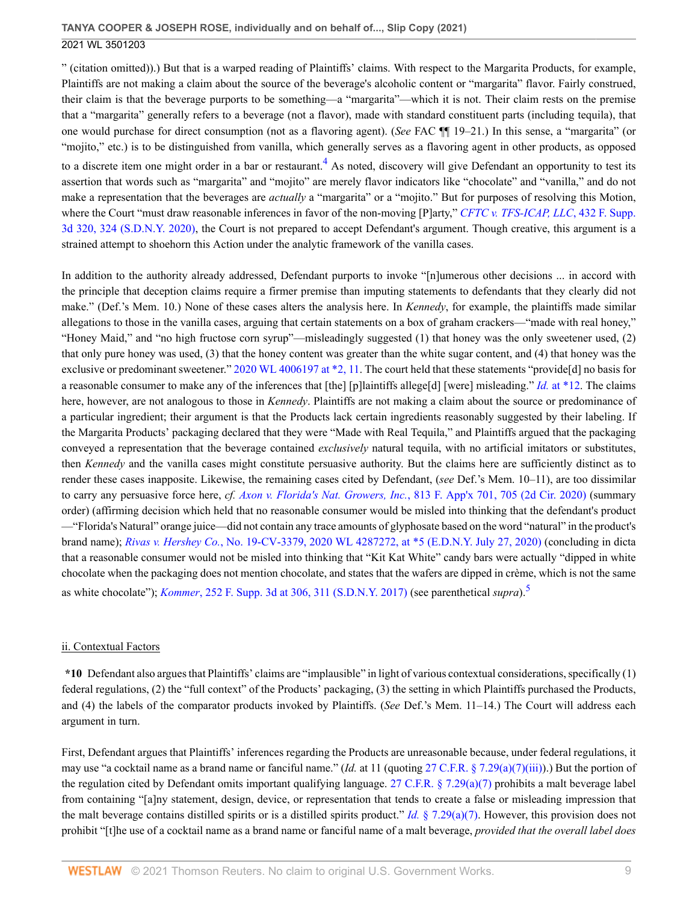" (citation omitted)).) But that is a warped reading of Plaintiffs' claims. With respect to the Margarita Products, for example, Plaintiffs are not making a claim about the source of the beverage's alcoholic content or "margarita" flavor. Fairly construed, their claim is that the beverage purports to be something—a "margarita"—which it is not. Their claim rests on the premise that a "margarita" generally refers to a beverage (not a flavor), made with standard constituent parts (including tequila), that one would purchase for direct consumption (not as a flavoring agent). (*See* FAC ¶¶ 19–21.) In this sense, a "margarita" (or "mojito," etc.) is to be distinguished from vanilla, which generally serves as a flavoring agent in other products, as opposed to a discrete item one might order in a bar or restaurant.[4] As noted, discovery will give Defendant an opportunity to test its assertion that words such as "margarita" and "mojito" are merely flavor indicators like "chocolate" and "vanilla," and do not make a representation that the beverages are *actually* a "margarita" or a "mojito." But for purposes of resolving this Motion, where the Court "must draw reasonable inferences in favor of the non-moving [P]arty," *CFTC v. TFS-ICAP, LLC*, 432 F. Supp. 3d 320, 324 (S.D.N.Y. 2020), the Court is not prepared to accept Defendant's argument. Though creative, this argument is a strained attempt to shoehorn this Action under the analytic framework of the vanilla cases.

In addition to the authority already addressed, Defendant purports to invoke "[n]umerous other decisions ... in accord with the principle that deception claims require a firmer premise than imputing statements to defendants that they clearly did not make." (Def.'s Mem. 10.) None of these cases alters the analysis here. In *Kennedy*, for example, the plaintiffs made similar allegations to those in the vanilla cases, arguing that certain statements on a box of graham crackers—"made with real honey," "Honey Maid," and "no high fructose corn syrup"—misleadingly suggested (1) that honey was the only sweetener used, (2) that only pure honey was used, (3) that the honey content was greater than the white sugar content, and (4) that honey was the exclusive or predominant sweetener." 2020 WL 4006197 at *2, 11. The court held that these statements "provide[d] no basis for a reasonable consumer to make any of the inferences that [the] [p]laintiffs allege[d] [were] misleading." *Id.* at *12. The claims here, however, are not analogous to those in *Kennedy*. Plaintiffs are not making a claim about the source or predominance of a particular ingredient; their argument is that the Products lack certain ingredients reasonably suggested by their labeling. If the Margarita Products' packaging declared that they were "Made with Real Tequila," and Plaintiffs argued that the packaging conveyed a representation that the beverage contained *exclusively* natural tequila, with no artificial imitators or substitutes, then *Kennedy* and the vanilla cases might constitute persuasive authority. But the claims here are sufficiently distinct as to render these cases inapposite. Likewise, the remaining cases cited by Defendant, (*see* Def.'s Mem. 10–11), are too dissimilar to carry any persuasive force here, *cf.* *Axon v. Florida's Nat. Growers, Inc.*, 813 F. App'x 701, 705 (2d Cir. 2020) (summary order) (affirming decision which held that no reasonable consumer would be misled into thinking that the defendant's product—"Florida's Natural" orange juice—did not contain any trace amounts of glyphosate based on the word "natural" in the product's brand name); *Rivas v. Hershey Co.*, No. 19-CV-3379, 2020 WL 4287272, at *5 (E.D.N.Y. July 27, 2020) (concluding in dicta that a reasonable consumer would not be misled into thinking that "Kit Kat White" candy bars were actually "dipped in white chocolate when the packaging does not mention chocolate, and states that the wafers are dipped in crème, which is not the same as white chocolate"); *Kommer*, 252 F. Supp. 3d at 306, 311 (S.D.N.Y. 2017) (see parenthetical *supra*).[5]

ii. Contextual Factors

**\*10** Defendant also argues that Plaintiffs' claims are "implausible" in light of various contextual considerations, specifically (1) federal regulations, (2) the "full context" of the Products' packaging, (3) the setting in which Plaintiffs purchased the Products, and (4) the labels of the comparator products invoked by Plaintiffs. (*See* Def.'s Mem. 11–14.) The Court will address each argument in turn.

First, Defendant argues that Plaintiffs' inferences regarding the Products are unreasonable because, under federal regulations, it may use "a cocktail name as a brand name or fanciful name." (*Id.* at 11 (quoting 27 C.F.R. § 7.29(a)(7)(iii)).) But the portion of the regulation cited by Defendant omits important qualifying language. 27 C.F.R. § 7.29(a)(7) prohibits a malt beverage label from containing "[a]ny statement, design, device, or representation that tends to create a false or misleading impression that the malt beverage contains distilled spirits or is a distilled spirits product." *Id.* § 7.29(a)(7). However, this provision does not prohibit "[t]he use of a cocktail name as a brand name or fanciful name of a malt beverage, *provided that the overall label does*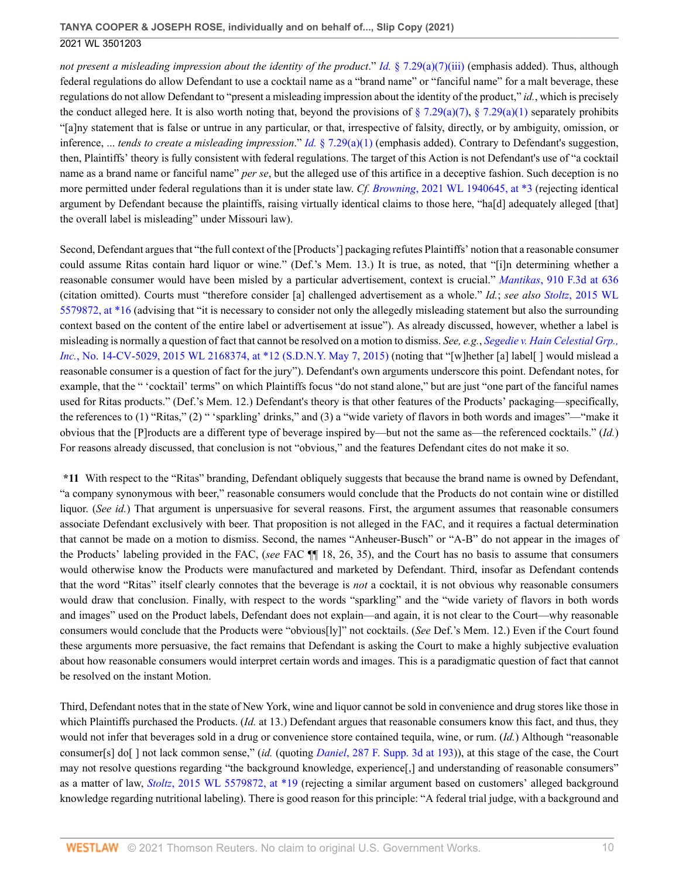*not present a misleading impression about the identity of the product*." *Id.* § 7.29(a)(7)(iii) (emphasis added). Thus, although federal regulations do allow Defendant to use a cocktail name as a "brand name" or "fanciful name" for a malt beverage, these regulations do not allow Defendant to "present a misleading impression about the identity of the product," *id.*, which is precisely the conduct alleged here. It is also worth noting that, beyond the provisions of § 7.29(a)(7), § 7.29(a)(1) separately prohibits "[a]ny statement that is false or untrue in any particular, or that, irrespective of falsity, directly, or by ambiguity, omission, or inference, ... *tends to create a misleading impression*." *Id.* § 7.29(a)(1) (emphasis added). Contrary to Defendant's suggestion, then, Plaintiffs' theory is fully consistent with federal regulations. The target of this Action is not Defendant's use of "a cocktail name as a brand name or fanciful name" *per se*, but the alleged use of this artifice in a deceptive fashion. Such deception is no more permitted under federal regulations than it is under state law. *Cf. Browning*, 2021 WL 1940645, at *3 (rejecting identical argument by Defendant because the plaintiffs, raising virtually identical claims to those here, "ha[d] adequately alleged [that] the overall label is misleading" under Missouri law).

Second, Defendant argues that "the full context of the [Products'] packaging refutes Plaintiffs' notion that a reasonable consumer could assume Ritas contain hard liquor or wine." (Def.'s Mem. 13.) It is true, as noted, that "[i]n determining whether a reasonable consumer would have been misled by a particular advertisement, context is crucial." *Mantikas*, 910 F.3d at 636 (citation omitted). Courts must "therefore consider [a] challenged advertisement as a whole." *Id.*; *see also Stoltz*, 2015 WL 5579872, at *16 (advising that "it is necessary to consider not only the allegedly misleading statement but also the surrounding context based on the content of the entire label or advertisement at issue"). As already discussed, however, whether a label is misleading is normally a question of fact that cannot be resolved on a motion to dismiss. *See, e.g.*, *Segedie v. Hain Celestial Grp., Inc.*, No. 14-CV-5029, 2015 WL 2168374, at *12 (S.D.N.Y. May 7, 2015) (noting that "[w]hether [a] label[ ] would mislead a reasonable consumer is a question of fact for the jury"). Defendant's own arguments underscore this point. Defendant notes, for example, that the " 'cocktail' terms" on which Plaintiffs focus "do not stand alone," but are just "one part of the fanciful names used for Ritas products." (Def.'s Mem. 12.) Defendant's theory is that other features of the Products' packaging—specifically, the references to (1) "Ritas," (2) " 'sparkling' drinks," and (3) a "wide variety of flavors in both words and images"—"make it obvious that the [P]roducts are a different type of beverage inspired by—but not the same as—the referenced cocktails." (*Id.*) For reasons already discussed, that conclusion is not "obvious," and the features Defendant cites do not make it so.

**\*11** With respect to the "Ritas" branding, Defendant obliquely suggests that because the brand name is owned by Defendant, "a company synonymous with beer," reasonable consumers would conclude that the Products do not contain wine or distilled liquor. (*See id.*) That argument is unpersuasive for several reasons. First, the argument assumes that reasonable consumers associate Defendant exclusively with beer. That proposition is not alleged in the FAC, and it requires a factual determination that cannot be made on a motion to dismiss. Second, the names "Anheuser-Busch" or "A-B" do not appear in the images of the Products' labeling provided in the FAC, (*see* FAC ¶¶ 18, 26, 35), and the Court has no basis to assume that consumers would otherwise know the Products were manufactured and marketed by Defendant. Third, insofar as Defendant contends that the word "Ritas" itself clearly connotes that the beverage is *not* a cocktail, it is not obvious why reasonable consumers would draw that conclusion. Finally, with respect to the words "sparkling" and the "wide variety of flavors in both words and images" used on the Product labels, Defendant does not explain—and again, it is not clear to the Court—why reasonable consumers would conclude that the Products were "obvious[ly]" not cocktails. (*See* Def.'s Mem. 12.) Even if the Court found these arguments more persuasive, the fact remains that Defendant is asking the Court to make a highly subjective evaluation about how reasonable consumers would interpret certain words and images. This is a paradigmatic question of fact that cannot be resolved on the instant Motion.

Third, Defendant notes that in the state of New York, wine and liquor cannot be sold in convenience and drug stores like those in which Plaintiffs purchased the Products. (*Id.* at 13.) Defendant argues that reasonable consumers know this fact, and thus, they would not infer that beverages sold in a drug or convenience store contained tequila, wine, or rum. (*Id.*) Although "reasonable consumer[s] do[ ] not lack common sense," (*id.* (quoting *Daniel*, 287 F. Supp. 3d at 193)), at this stage of the case, the Court may not resolve questions regarding "the background knowledge, experience[,] and understanding of reasonable consumers" as a matter of law, *Stoltz*, 2015 WL 5579872, at *19 (rejecting a similar argument based on customers' alleged background knowledge regarding nutritional labeling). There is good reason for this principle: "A federal trial judge, with a background and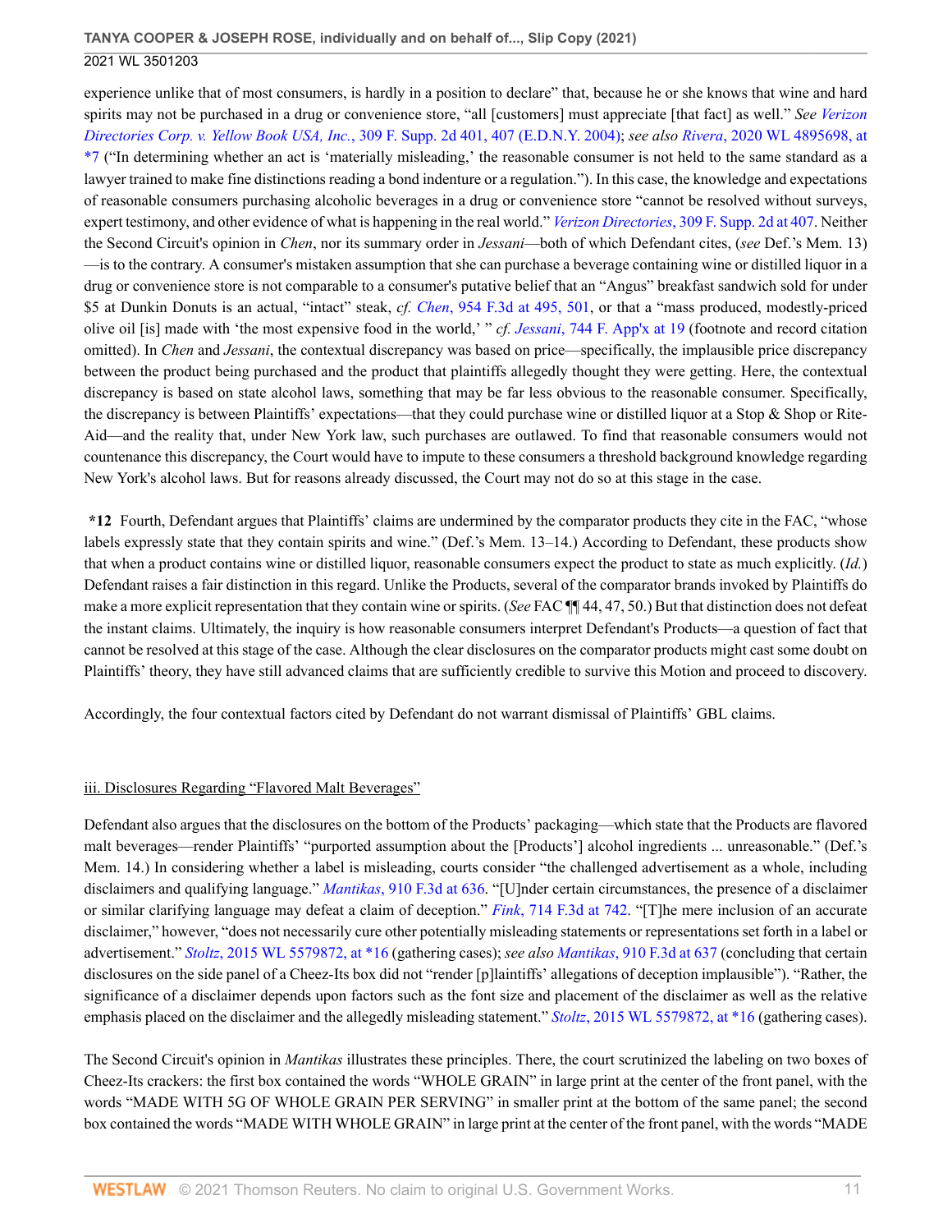experience unlike that of most consumers, is hardly in a position to declare" that, because he or she knows that wine and hard spirits may not be purchased in a drug or convenience store, "all [customers] must appreciate [that fact] as well." *See Verizon Directories Corp. v. Yellow Book USA, Inc.*, 309 F. Supp. 2d 401, 407 (E.D.N.Y. 2004); *see also Rivera*, 2020 WL 4895698, at *7 ("In determining whether an act is 'materially misleading,' the reasonable consumer is not held to the same standard as a lawyer trained to make fine distinctions reading a bond indenture or a regulation."). In this case, the knowledge and expectations of reasonable consumers purchasing alcoholic beverages in a drug or convenience store "cannot be resolved without surveys, expert testimony, and other evidence of what is happening in the real world." *Verizon Directories*, 309 F. Supp. 2d at 407. Neither the Second Circuit's opinion in *Chen*, nor its summary order in *Jessani*—both of which Defendant cites, (*see* Def.'s Mem. 13)—is to the contrary. A consumer's mistaken assumption that she can purchase a beverage containing wine or distilled liquor in a drug or convenience store is not comparable to a consumer's putative belief that an "Angus" breakfast sandwich sold for under $5 at Dunkin Donuts is an actual, "intact" steak, *cf. Chen*, 954 F.3d at 495, 501, or that a "mass produced, modestly-priced olive oil [is] made with 'the most expensive food in the world,' " *cf. Jessani*, 744 F. App'x at 19 (footnote and record citation omitted). In *Chen* and *Jessani*, the contextual discrepancy was based on price—specifically, the implausible price discrepancy between the product being purchased and the product that plaintiffs allegedly thought they were getting. Here, the contextual discrepancy is based on state alcohol laws, something that may be far less obvious to the reasonable consumer. Specifically, the discrepancy is between Plaintiffs' expectations—that they could purchase wine or distilled liquor at a Stop & Shop or Rite-Aid—and the reality that, under New York law, such purchases are outlawed. To find that reasonable consumers would not countenance this discrepancy, the Court would have to impute to these consumers a threshold background knowledge regarding New York's alcohol laws. But for reasons already discussed, the Court may not do so at this stage in the case.

**\*12** Fourth, Defendant argues that Plaintiffs' claims are undermined by the comparator products they cite in the FAC, "whose labels expressly state that they contain spirits and wine." (Def.'s Mem. 13–14.) According to Defendant, these products show that when a product contains wine or distilled liquor, reasonable consumers expect the product to state as much explicitly. (*Id.*) Defendant raises a fair distinction in this regard. Unlike the Products, several of the comparator brands invoked by Plaintiffs do make a more explicit representation that they contain wine or spirits. (*See* FAC ¶¶ 44, 47, 50.) But that distinction does not defeat the instant claims. Ultimately, the inquiry is how reasonable consumers interpret Defendant's Products—a question of fact that cannot be resolved at this stage of the case. Although the clear disclosures on the comparator products might cast some doubt on Plaintiffs' theory, they have still advanced claims that are sufficiently credible to survive this Motion and proceed to discovery.

Accordingly, the four contextual factors cited by Defendant do not warrant dismissal of Plaintiffs' GBL claims.

<u>iii. Disclosures Regarding "Flavored Malt Beverages"</u>

Defendant also argues that the disclosures on the bottom of the Products' packaging—which state that the Products are flavored malt beverages—render Plaintiffs' "purported assumption about the [Products'] alcohol ingredients ... unreasonable." (Def.'s Mem. 14.) In considering whether a label is misleading, courts consider "the challenged advertisement as a whole, including disclaimers and qualifying language." *Mantikas*, 910 F.3d at 636. "[U]nder certain circumstances, the presence of a disclaimer or similar clarifying language may defeat a claim of deception." *Fink*, 714 F.3d at 742. "[T]he mere inclusion of an accurate disclaimer," however, "does not necessarily cure other potentially misleading statements or representations set forth in a label or advertisement." *Stoltz*, 2015 WL 5579872, at *16 (gathering cases); *see also Mantikas*, 910 F.3d at 637 (concluding that certain disclosures on the side panel of a Cheez-Its box did not "render [p]laintiffs' allegations of deception implausible"). "Rather, the significance of a disclaimer depends upon factors such as the font size and placement of the disclaimer as well as the relative emphasis placed on the disclaimer and the allegedly misleading statement." *Stoltz*, 2015 WL 5579872, at *16 (gathering cases).

The Second Circuit's opinion in *Mantikas* illustrates these principles. There, the court scrutinized the labeling on two boxes of Cheez-Its crackers: the first box contained the words "WHOLE GRAIN" in large print at the center of the front panel, with the words "MADE WITH 5G OF WHOLE GRAIN PER SERVING" in smaller print at the bottom of the same panel; the second box contained the words "MADE WITH WHOLE GRAIN" in large print at the center of the front panel, with the words "MADE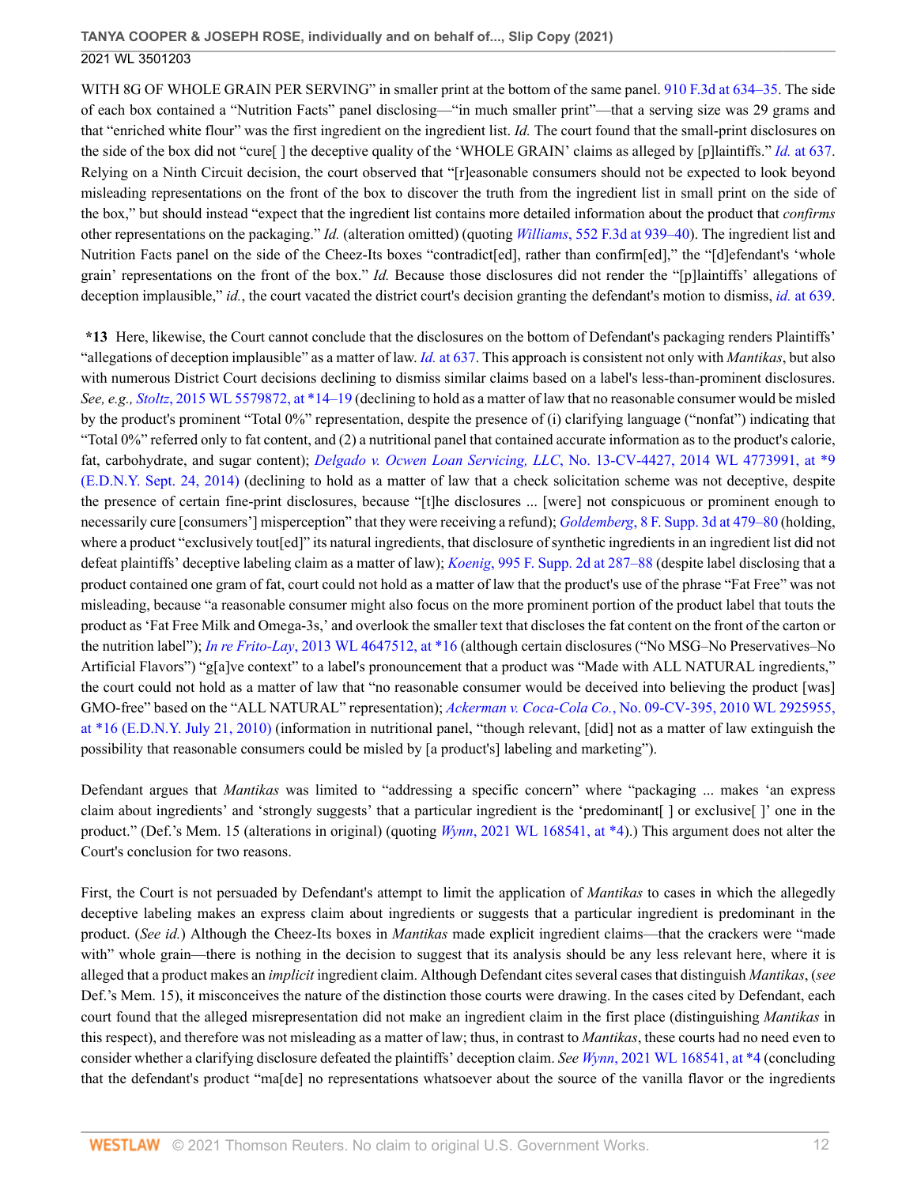WITH 8G OF WHOLE GRAIN PER SERVING" in smaller print at the bottom of the same panel. 910 F.3d at 634–35. The side of each box contained a "Nutrition Facts" panel disclosing—"in much smaller print"—that a serving size was 29 grams and that "enriched white flour" was the first ingredient on the ingredient list. *Id.* The court found that the small-print disclosures on the side of the box did not "cure[ ] the deceptive quality of the 'WHOLE GRAIN' claims as alleged by [p]laintiffs." *Id.* at 637. Relying on a Ninth Circuit decision, the court observed that "[r]easonable consumers should not be expected to look beyond misleading representations on the front of the box to discover the truth from the ingredient list in small print on the side of the box," but should instead "expect that the ingredient list contains more detailed information about the product that *confirms* other representations on the packaging." *Id.* (alteration omitted) (quoting *Williams*, 552 F.3d at 939–40). The ingredient list and Nutrition Facts panel on the side of the Cheez-Its boxes "contradict[ed], rather than confirm[ed]," the "[d]efendant's 'whole grain' representations on the front of the box." *Id.* Because those disclosures did not render the "[p]laintiffs' allegations of deception implausible," *id.*, the court vacated the district court's decision granting the defendant's motion to dismiss, *id.* at 639.

**\*13** Here, likewise, the Court cannot conclude that the disclosures on the bottom of Defendant's packaging renders Plaintiffs' "allegations of deception implausible" as a matter of law. *Id.* at 637. This approach is consistent not only with *Mantikas*, but also with numerous District Court decisions declining to dismiss similar claims based on a label's less-than-prominent disclosures. *See, e.g., Stoltz*, 2015 WL 5579872, at \*14–19 (declining to hold as a matter of law that no reasonable consumer would be misled by the product's prominent "Total 0%" representation, despite the presence of (i) clarifying language ("nonfat") indicating that "Total 0%" referred only to fat content, and (2) a nutritional panel that contained accurate information as to the product's calorie, fat, carbohydrate, and sugar content); *Delgado v. Ocwen Loan Servicing, LLC*, No. 13-CV-4427, 2014 WL 4773991, at \*9 (E.D.N.Y. Sept. 24, 2014) (declining to hold as a matter of law that a check solicitation scheme was not deceptive, despite the presence of certain fine-print disclosures, because "[t]he disclosures ... [were] not conspicuous or prominent enough to necessarily cure [consumers'] misperception" that they were receiving a refund); *Goldemberg*, 8 F. Supp. 3d at 479–80 (holding, where a product "exclusively tout[ed]" its natural ingredients, that disclosure of synthetic ingredients in an ingredient list did not defeat plaintiffs' deceptive labeling claim as a matter of law); *Koenig*, 995 F. Supp. 2d at 287–88 (despite label disclosing that a product contained one gram of fat, court could not hold as a matter of law that the product's use of the phrase "Fat Free" was not misleading, because "a reasonable consumer might also focus on the more prominent portion of the product label that touts the product as 'Fat Free Milk and Omega-3s,' and overlook the smaller text that discloses the fat content on the front of the carton or the nutrition label"); *In re Frito-Lay*, 2013 WL 4647512, at \*16 (although certain disclosures ("No MSG–No Preservatives–No Artificial Flavors") "g[a]ve context" to a label's pronouncement that a product was "Made with ALL NATURAL ingredients," the court could not hold as a matter of law that "no reasonable consumer would be deceived into believing the product [was] GMO-free" based on the "ALL NATURAL" representation); *Ackerman v. Coca-Cola Co.*, No. 09-CV-395, 2010 WL 2925955, at \*16 (E.D.N.Y. July 21, 2010) (information in nutritional panel, "though relevant, [did] not as a matter of law extinguish the possibility that reasonable consumers could be misled by [a product's] labeling and marketing").

Defendant argues that *Mantikas* was limited to "addressing a specific concern" where "packaging ... makes 'an express claim about ingredients' and 'strongly suggests' that a particular ingredient is the 'predominant[ ] or exclusive[ ]' one in the product." (Def.'s Mem. 15 (alterations in original) (quoting *Wynn*, 2021 WL 168541, at \*4).) This argument does not alter the Court's conclusion for two reasons.

First, the Court is not persuaded by Defendant's attempt to limit the application of *Mantikas* to cases in which the allegedly deceptive labeling makes an express claim about ingredients or suggests that a particular ingredient is predominant in the product. (*See id.*) Although the Cheez-Its boxes in *Mantikas* made explicit ingredient claims—that the crackers were "made with" whole grain—there is nothing in the decision to suggest that its analysis should be any less relevant here, where it is alleged that a product makes an *implicit* ingredient claim. Although Defendant cites several cases that distinguish *Mantikas*, (*see* Def.'s Mem. 15), it misconceives the nature of the distinction those courts were drawing. In the cases cited by Defendant, each court found that the alleged misrepresentation did not make an ingredient claim in the first place (distinguishing *Mantikas* in this respect), and therefore was not misleading as a matter of law; thus, in contrast to *Mantikas*, these courts had no need even to consider whether a clarifying disclosure defeated the plaintiffs' deception claim. *See Wynn*, 2021 WL 168541, at \*4 (concluding that the defendant's product "ma[de] no representations whatsoever about the source of the vanilla flavor or the ingredients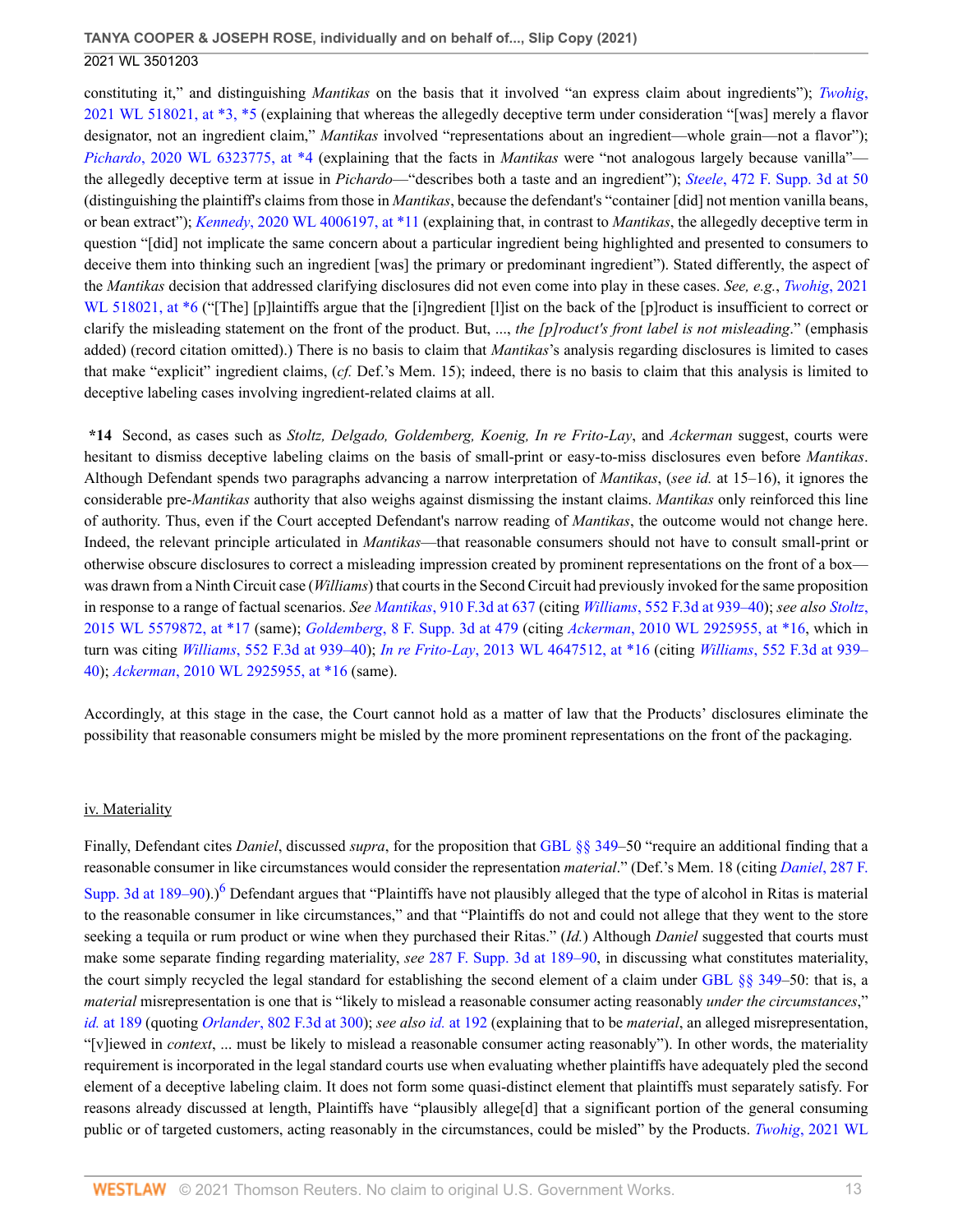constituting it," and distinguishing *Mantikas* on the basis that it involved "an express claim about ingredients"); *Twohig*, 2021 WL 518021, at *3, *5 (explaining that whereas the allegedly deceptive term under consideration "[was] merely a flavor designator, not an ingredient claim," *Mantikas* involved "representations about an ingredient—whole grain—not a flavor"); *Pichardo*, 2020 WL 6323775, at *4 (explaining that the facts in *Mantikas* were "not analogous largely because vanilla"—the allegedly deceptive term at issue in *Pichardo*—"describes both a taste and an ingredient"); *Steele*, 472 F. Supp. 3d at 50 (distinguishing the plaintiff's claims from those in *Mantikas*, because the defendant's "container [did] not mention vanilla beans, or bean extract"); *Kennedy*, 2020 WL 4006197, at *11 (explaining that, in contrast to *Mantikas*, the allegedly deceptive term in question "[did] not implicate the same concern about a particular ingredient being highlighted and presented to consumers to deceive them into thinking such an ingredient [was] the primary or predominant ingredient"). Stated differently, the aspect of the *Mantikas* decision that addressed clarifying disclosures did not even come into play in these cases. *See, e.g.*, *Twohig*, 2021 WL 518021, at *6 ("[The] [p]laintiffs argue that the [i]ngredient [l]ist on the back of the [p]roduct is insufficient to correct or clarify the misleading statement on the front of the product. But, ..., *the [p]roduct's front label is not misleading*." (emphasis added) (record citation omitted).) There is no basis to claim that *Mantikas*'s analysis regarding disclosures is limited to cases that make "explicit" ingredient claims, (*cf.* Def.'s Mem. 15); indeed, there is no basis to claim that this analysis is limited to deceptive labeling cases involving ingredient-related claims at all.

**\*14** Second, as cases such as *Stoltz, Delgado, Goldemberg, Koenig, In re Frito-Lay*, and *Ackerman* suggest, courts were hesitant to dismiss deceptive labeling claims on the basis of small-print or easy-to-miss disclosures even before *Mantikas*. Although Defendant spends two paragraphs advancing a narrow interpretation of *Mantikas*, (*see id.* at 15–16), it ignores the considerable pre-*Mantikas* authority that also weighs against dismissing the instant claims. *Mantikas* only reinforced this line of authority. Thus, even if the Court accepted Defendant's narrow reading of *Mantikas*, the outcome would not change here. Indeed, the relevant principle articulated in *Mantikas*—that reasonable consumers should not have to consult small-print or otherwise obscure disclosures to correct a misleading impression created by prominent representations on the front of a box—was drawn from a Ninth Circuit case (*Williams*) that courts in the Second Circuit had previously invoked for the same proposition in response to a range of factual scenarios. *See Mantikas*, 910 F.3d at 637 (citing *Williams*, 552 F.3d at 939–40); *see also Stoltz*, 2015 WL 5579872, at *17 (same); *Goldemberg*, 8 F. Supp. 3d at 479 (citing *Ackerman*, 2010 WL 2925955, at *16, which in turn was citing *Williams*, 552 F.3d at 939–40); *In re Frito-Lay*, 2013 WL 4647512, at *16 (citing *Williams*, 552 F.3d at 939–40); *Ackerman*, 2010 WL 2925955, at *16 (same).

Accordingly, at this stage in the case, the Court cannot hold as a matter of law that the Products' disclosures eliminate the possibility that reasonable consumers might be misled by the more prominent representations on the front of the packaging.

iv. Materiality

Finally, Defendant cites *Daniel*, discussed *supra*, for the proposition that GBL §§ 349–50 "require an additional finding that a reasonable consumer in like circumstances would consider the representation *material*." (Def.'s Mem. 18 (citing *Daniel*, 287 F. Supp. 3d at 189–90).)[6] Defendant argues that "Plaintiffs have not plausibly alleged that the type of alcohol in Ritas is material to the reasonable consumer in like circumstances," and that "Plaintiffs do not and could not allege that they went to the store seeking a tequila or rum product or wine when they purchased their Ritas." (*Id.*) Although *Daniel* suggested that courts must make some separate finding regarding materiality, *see* 287 F. Supp. 3d at 189–90, in discussing what constitutes materiality, the court simply recycled the legal standard for establishing the second element of a claim under GBL §§ 349–50: that is, a *material* misrepresentation is one that is "likely to mislead a reasonable consumer acting reasonably *under the circumstances*," *id.* at 189 (quoting *Orlander*, 802 F.3d at 300); *see also id.* at 192 (explaining that to be *material*, an alleged misrepresentation, "[v]iewed in *context*, ... must be likely to mislead a reasonable consumer acting reasonably"). In other words, the materiality requirement is incorporated in the legal standard courts use when evaluating whether plaintiffs have adequately pled the second element of a deceptive labeling claim. It does not form some quasi-distinct element that plaintiffs must separately satisfy. For reasons already discussed at length, Plaintiffs have "plausibly allege[d] that a significant portion of the general consuming public or of targeted customers, acting reasonably in the circumstances, could be misled" by the Products. *Twohig*, 2021 WL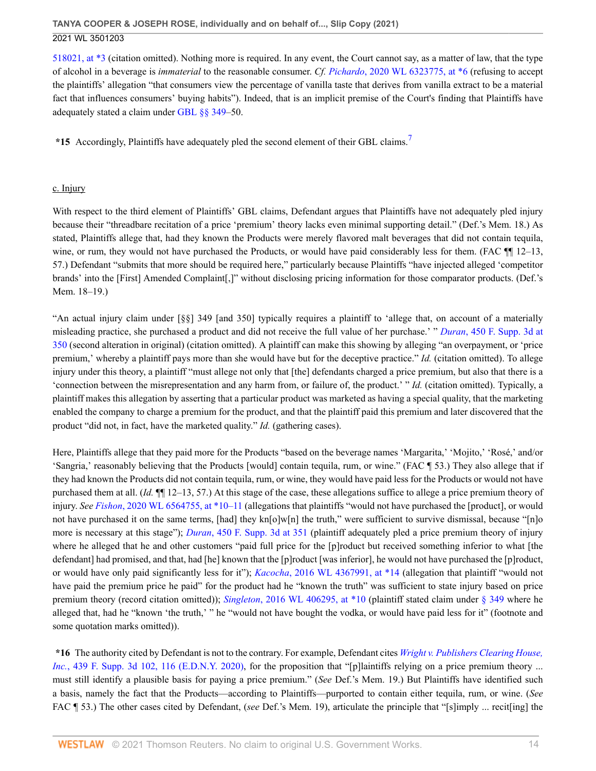518021, at *3 (citation omitted). Nothing more is required. In any event, the Court cannot say, as a matter of law, that the type of alcohol in a beverage is *immaterial* to the reasonable consumer. *Cf. Pichardo*, 2020 WL 6323775, at *6 (refusing to accept the plaintiffs' allegation "that consumers view the percentage of vanilla taste that derives from vanilla extract to be a material fact that influences consumers' buying habits"). Indeed, that is an implicit premise of the Court's finding that Plaintiffs have adequately stated a claim under GBL §§ 349–50.

**\*15** Accordingly, Plaintiffs have adequately pled the second element of their GBL claims.[7]

c. Injury

With respect to the third element of Plaintiffs' GBL claims, Defendant argues that Plaintiffs have not adequately pled injury because their "threadbare recitation of a price 'premium' theory lacks even minimal supporting detail." (Def.'s Mem. 18.) As stated, Plaintiffs allege that, had they known the Products were merely flavored malt beverages that did not contain tequila, wine, or rum, they would not have purchased the Products, or would have paid considerably less for them. (FAC ¶¶ 12–13, 57.) Defendant "submits that more should be required here," particularly because Plaintiffs "have injected alleged 'competitor brands' into the [First] Amended Complaint[,]" without disclosing pricing information for those comparator products. (Def.'s Mem. 18–19.)

"An actual injury claim under [§§] 349 [and 350] typically requires a plaintiff to 'allege that, on account of a materially misleading practice, she purchased a product and did not receive the full value of her purchase.' " *Duran*, 450 F. Supp. 3d at 350 (second alteration in original) (citation omitted). A plaintiff can make this showing by alleging "an overpayment, or 'price premium,' whereby a plaintiff pays more than she would have but for the deceptive practice." *Id.* (citation omitted). To allege injury under this theory, a plaintiff "must allege not only that [the] defendants charged a price premium, but also that there is a 'connection between the misrepresentation and any harm from, or failure of, the product.' " *Id.* (citation omitted). Typically, a plaintiff makes this allegation by asserting that a particular product was marketed as having a special quality, that the marketing enabled the company to charge a premium for the product, and that the plaintiff paid this premium and later discovered that the product "did not, in fact, have the marketed quality." *Id.* (gathering cases).

Here, Plaintiffs allege that they paid more for the Products "based on the beverage names 'Margarita,' 'Mojito,' 'Rosé,' and/or 'Sangria,' reasonably believing that the Products [would] contain tequila, rum, or wine." (FAC ¶ 53.) They also allege that if they had known the Products did not contain tequila, rum, or wine, they would have paid less for the Products or would not have purchased them at all. (*Id.* ¶¶ 12–13, 57.) At this stage of the case, these allegations suffice to allege a price premium theory of injury. *See Fishon*, 2020 WL 6564755, at *10–11 (allegations that plaintiffs "would not have purchased the [product], or would not have purchased it on the same terms, [had] they kn[o]w[n] the truth," were sufficient to survive dismissal, because "[n]o more is necessary at this stage"); *Duran*, 450 F. Supp. 3d at 351 (plaintiff adequately pled a price premium theory of injury where he alleged that he and other customers "paid full price for the [p]roduct but received something inferior to what [the defendant] had promised, and that, had [he] known that the [p]roduct [was inferior], he would not have purchased the [p]roduct, or would have only paid significantly less for it"); *Kacocha*, 2016 WL 4367991, at *14 (allegation that plaintiff "would not have paid the premium price he paid" for the product had he "known the truth" was sufficient to state injury based on price premium theory (record citation omitted)); *Singleton*, 2016 WL 406295, at *10 (plaintiff stated claim under § 349 where he alleged that, had he "known 'the truth,' " he "would not have bought the vodka, or would have paid less for it" (footnote and some quotation marks omitted)).

**\*16** The authority cited by Defendant is not to the contrary. For example, Defendant cites *Wright v. Publishers Clearing House, Inc.*, 439 F. Supp. 3d 102, 116 (E.D.N.Y. 2020), for the proposition that "[p]laintiffs relying on a price premium theory ... must still identify a plausible basis for paying a price premium." (*See* Def.'s Mem. 19.) But Plaintiffs have identified such a basis, namely the fact that the Products—according to Plaintiffs—purported to contain either tequila, rum, or wine. (*See* FAC ¶ 53.) The other cases cited by Defendant, (*see* Def.'s Mem. 19), articulate the principle that "[s]imply ... recit[ing] the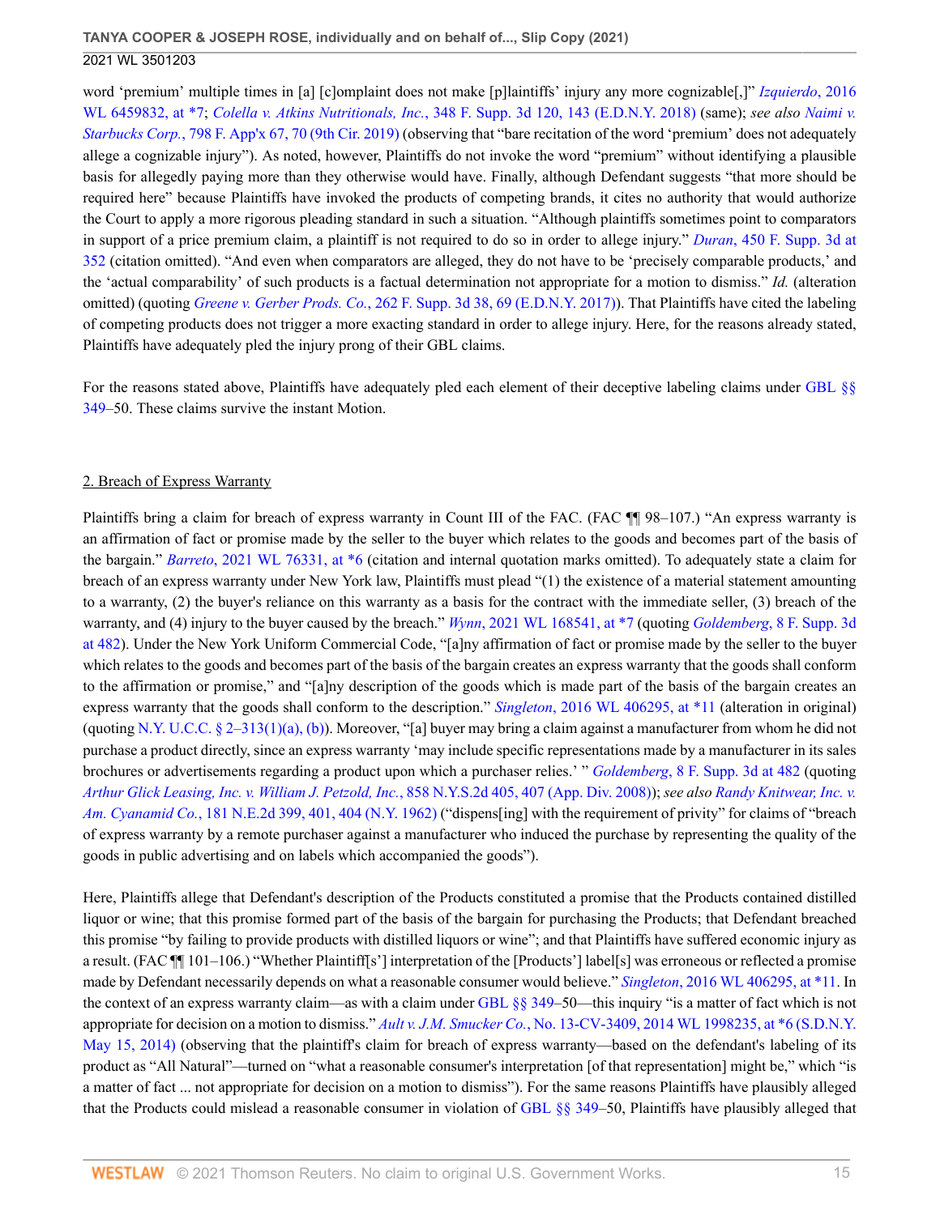word 'premium' multiple times in [a] [c]omplaint does not make [p]laintiffs' injury any more cognizable[,]" *Izquierdo*, 2016 WL 6459832, at *7; *Colella v. Atkins Nutritionals, Inc.*, 348 F. Supp. 3d 120, 143 (E.D.N.Y. 2018) (same); *see also Naimi v. Starbucks Corp.*, 798 F. App'x 67, 70 (9th Cir. 2019) (observing that "bare recitation of the word 'premium' does not adequately allege a cognizable injury"). As noted, however, Plaintiffs do not invoke the word "premium" without identifying a plausible basis for allegedly paying more than they otherwise would have. Finally, although Defendant suggests "that more should be required here" because Plaintiffs have invoked the products of competing brands, it cites no authority that would authorize the Court to apply a more rigorous pleading standard in such a situation. "Although plaintiffs sometimes point to comparators in support of a price premium claim, a plaintiff is not required to do so in order to allege injury." *Duran*, 450 F. Supp. 3d at 352 (citation omitted). "And even when comparators are alleged, they do not have to be 'precisely comparable products,' and the 'actual comparability' of such products is a factual determination not appropriate for a motion to dismiss." *Id.* (alteration omitted) (quoting *Greene v. Gerber Prods. Co.*, 262 F. Supp. 3d 38, 69 (E.D.N.Y. 2017)). That Plaintiffs have cited the labeling of competing products does not trigger a more exacting standard in order to allege injury. Here, for the reasons already stated, Plaintiffs have adequately pled the injury prong of their GBL claims.

For the reasons stated above, Plaintiffs have adequately pled each element of their deceptive labeling claims under GBL §§ 349–50. These claims survive the instant Motion.

## 2. Breach of Express Warranty

Plaintiffs bring a claim for breach of express warranty in Count III of the FAC. (FAC ¶¶ 98–107.) "An express warranty is an affirmation of fact or promise made by the seller to the buyer which relates to the goods and becomes part of the basis of the bargain." *Barreto*, 2021 WL 76331, at *6 (citation and internal quotation marks omitted). To adequately state a claim for breach of an express warranty under New York law, Plaintiffs must plead "(1) the existence of a material statement amounting to a warranty, (2) the buyer's reliance on this warranty as a basis for the contract with the immediate seller, (3) breach of the warranty, and (4) injury to the buyer caused by the breach." *Wynn*, 2021 WL 168541, at *7 (quoting *Goldemberg*, 8 F. Supp. 3d at 482). Under the New York Uniform Commercial Code, "[a]ny affirmation of fact or promise made by the seller to the buyer which relates to the goods and becomes part of the basis of the bargain creates an express warranty that the goods shall conform to the affirmation or promise," and "[a]ny description of the goods which is made part of the basis of the bargain creates an express warranty that the goods shall conform to the description." *Singleton*, 2016 WL 406295, at *11 (alteration in original) (quoting N.Y. U.C.C. § 2–313(1)(a), (b)). Moreover, "[a] buyer may bring a claim against a manufacturer from whom he did not purchase a product directly, since an express warranty 'may include specific representations made by a manufacturer in its sales brochures or advertisements regarding a product upon which a purchaser relies.' " *Goldemberg*, 8 F. Supp. 3d at 482 (quoting *Arthur Glick Leasing, Inc. v. William J. Petzold, Inc.*, 858 N.Y.S.2d 405, 407 (App. Div. 2008)); *see also Randy Knitwear, Inc. v. Am. Cyanamid Co.*, 181 N.E.2d 399, 401, 404 (N.Y. 1962) ("dispens[ing] with the requirement of privity" for claims of "breach of express warranty by a remote purchaser against a manufacturer who induced the purchase by representing the quality of the goods in public advertising and on labels which accompanied the goods").

Here, Plaintiffs allege that Defendant's description of the Products constituted a promise that the Products contained distilled liquor or wine; that this promise formed part of the basis of the bargain for purchasing the Products; that Defendant breached this promise "by failing to provide products with distilled liquors or wine"; and that Plaintiffs have suffered economic injury as a result. (FAC ¶¶ 101–106.) "Whether Plaintiff[s'] interpretation of the [Products'] label[s] was erroneous or reflected a promise made by Defendant necessarily depends on what a reasonable consumer would believe." *Singleton*, 2016 WL 406295, at *11. In the context of an express warranty claim—as with a claim under GBL §§ 349–50—this inquiry "is a matter of fact which is not appropriate for decision on a motion to dismiss." *Ault v. J.M. Smucker Co.*, No. 13-CV-3409, 2014 WL 1998235, at *6 (S.D.N.Y. May 15, 2014) (observing that the plaintiff's claim for breach of express warranty—based on the defendant's labeling of its product as "All Natural"—turned on "what a reasonable consumer's interpretation [of that representation] might be," which "is a matter of fact ... not appropriate for decision on a motion to dismiss"). For the same reasons Plaintiffs have plausibly alleged that the Products could mislead a reasonable consumer in violation of GBL §§ 349–50, Plaintiffs have plausibly alleged that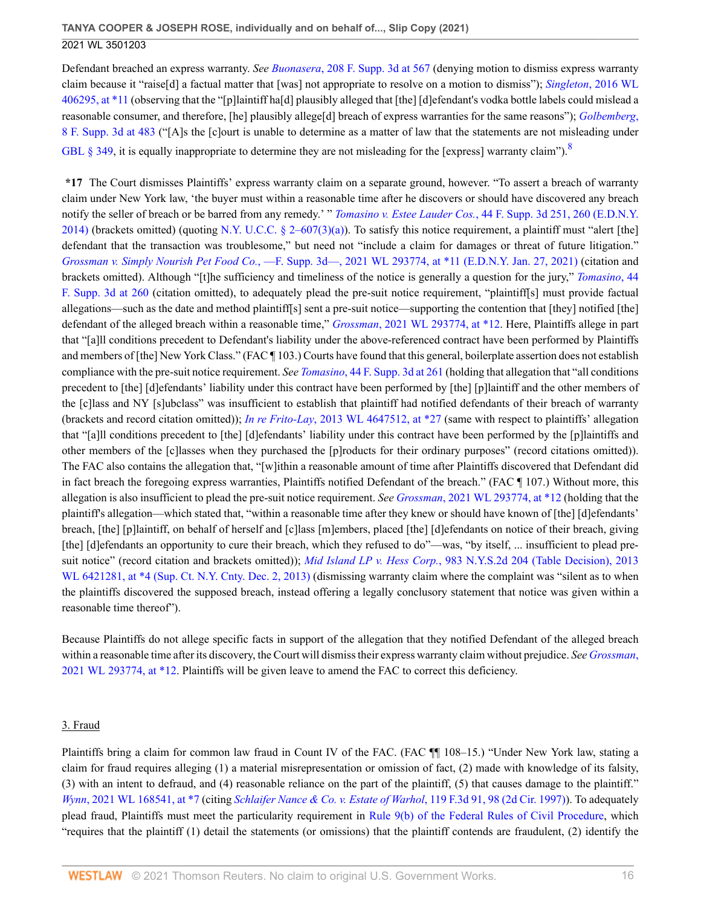Defendant breached an express warranty. *See Buonasera*, 208 F. Supp. 3d at 567 (denying motion to dismiss express warranty claim because it "raise[d] a factual matter that [was] not appropriate to resolve on a motion to dismiss"); *Singleton*, 2016 WL 406295, at *11 (observing that the "[p]laintiff ha[d] plausibly alleged that [the] [d]efendant's vodka bottle labels could mislead a reasonable consumer, and therefore, [he] plausibly allege[d] breach of express warranties for the same reasons"); *Golbemberg*, 8 F. Supp. 3d at 483 ("[A]s the [c]ourt is unable to determine as a matter of law that the statements are not misleading under GBL § 349, it is equally inappropriate to determine they are not misleading for the [express] warranty claim").[8]

**\*17** The Court dismisses Plaintiffs' express warranty claim on a separate ground, however. "To assert a breach of warranty claim under New York law, 'the buyer must within a reasonable time after he discovers or should have discovered any breach notify the seller of breach or be barred from any remedy.' " *Tomasino v. Estee Lauder Cos.*, 44 F. Supp. 3d 251, 260 (E.D.N.Y. 2014) (brackets omitted) (quoting N.Y. U.C.C. § 2–607(3)(a)). To satisfy this notice requirement, a plaintiff must "alert [the] defendant that the transaction was troublesome," but need not "include a claim for damages or threat of future litigation." *Grossman v. Simply Nourish Pet Food Co.*, —F. Supp. 3d—, 2021 WL 293774, at *11 (E.D.N.Y. Jan. 27, 2021) (citation and brackets omitted). Although "[t]he sufficiency and timeliness of the notice is generally a question for the jury," *Tomasino*, 44 F. Supp. 3d at 260 (citation omitted), to adequately plead the pre-suit notice requirement, "plaintiff[s] must provide factual allegations—such as the date and method plaintiff[s] sent a pre-suit notice—supporting the contention that [they] notified [the] defendant of the alleged breach within a reasonable time," *Grossman*, 2021 WL 293774, at *12. Here, Plaintiffs allege in part that "[a]ll conditions precedent to Defendant's liability under the above-referenced contract have been performed by Plaintiffs and members of [the] New York Class." (FAC ¶ 103.) Courts have found that this general, boilerplate assertion does not establish compliance with the pre-suit notice requirement. *See Tomasino*, 44 F. Supp. 3d at 261 (holding that allegation that "all conditions precedent to [the] [d]efendants' liability under this contract have been performed by [the] [p]laintiff and the other members of the [c]lass and NY [s]ubclass" was insufficient to establish that plaintiff had notified defendants of their breach of warranty (brackets and record citation omitted)); *In re Frito-Lay*, 2013 WL 4647512, at *27 (same with respect to plaintiffs' allegation that "[a]ll conditions precedent to [the] [d]efendants' liability under this contract have been performed by the [p]laintiffs and other members of the [c]lasses when they purchased the [p]roducts for their ordinary purposes" (record citations omitted)). The FAC also contains the allegation that, "[w]ithin a reasonable amount of time after Plaintiffs discovered that Defendant did in fact breach the foregoing express warranties, Plaintiffs notified Defendant of the breach." (FAC ¶ 107.) Without more, this allegation is also insufficient to plead the pre-suit notice requirement. *See Grossman*, 2021 WL 293774, at *12 (holding that the plaintiff's allegation—which stated that, "within a reasonable time after they knew or should have known of [the] [d]efendants' breach, [the] [p]laintiff, on behalf of herself and [c]lass [m]embers, placed [the] [d]efendants on notice of their breach, giving [the] [d]efendants an opportunity to cure their breach, which they refused to do"—was, "by itself, ... insufficient to plead pre-suit notice" (record citation and brackets omitted)); *Mid Island LP v. Hess Corp.*, 983 N.Y.S.2d 204 (Table Decision), 2013 WL 6421281, at *4 (Sup. Ct. N.Y. Cnty. Dec. 2, 2013) (dismissing warranty claim where the complaint was "silent as to when the plaintiffs discovered the supposed breach, instead offering a legally conclusory statement that notice was given within a reasonable time thereof").

Because Plaintiffs do not allege specific facts in support of the allegation that they notified Defendant of the alleged breach within a reasonable time after its discovery, the Court will dismiss their express warranty claim without prejudice. *See Grossman*, 2021 WL 293774, at *12. Plaintiffs will be given leave to amend the FAC to correct this deficiency.

3. Fraud

Plaintiffs bring a claim for common law fraud in Count IV of the FAC. (FAC ¶¶ 108–15.) "Under New York law, stating a claim for fraud requires alleging (1) a material misrepresentation or omission of fact, (2) made with knowledge of its falsity, (3) with an intent to defraud, and (4) reasonable reliance on the part of the plaintiff, (5) that causes damage to the plaintiff." *Wynn*, 2021 WL 168541, at *7 (citing *Schlaifer Nance & Co. v. Estate of Warhol*, 119 F.3d 91, 98 (2d Cir. 1997)). To adequately plead fraud, Plaintiffs must meet the particularity requirement in Rule 9(b) of the Federal Rules of Civil Procedure, which "requires that the plaintiff (1) detail the statements (or omissions) that the plaintiff contends are fraudulent, (2) identify the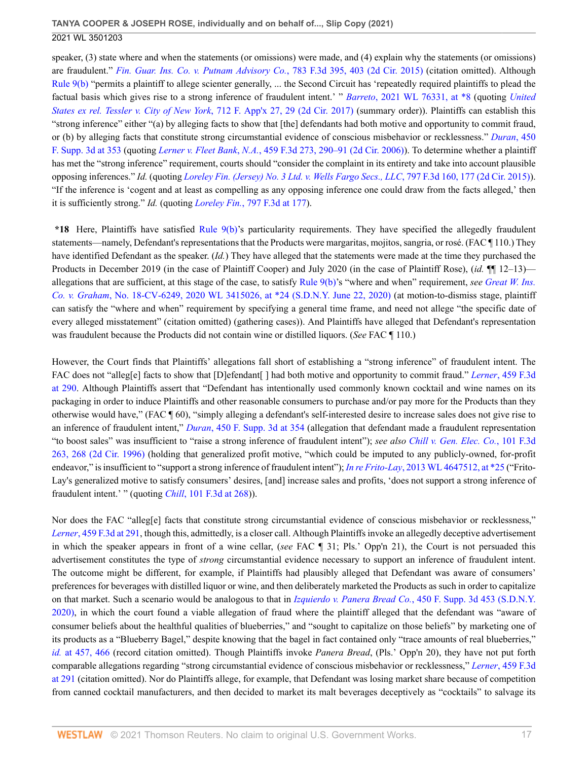speaker, (3) state where and when the statements (or omissions) were made, and (4) explain why the statements (or omissions) are fraudulent." *Fin. Guar. Ins. Co. v. Putnam Advisory Co.*, 783 F.3d 395, 403 (2d Cir. 2015) (citation omitted). Although Rule 9(b) "permits a plaintiff to allege scienter generally, ... the Second Circuit has 'repeatedly required plaintiffs to plead the factual basis which gives rise to a strong inference of fraudulent intent.' " *Barreto*, 2021 WL 76331, at *8 (quoting *United States ex rel. Tessler v. City of New York*, 712 F. App'x 27, 29 (2d Cir. 2017) (summary order)). Plaintiffs can establish this "strong inference" either "(a) by alleging facts to show that [the] defendants had both motive and opportunity to commit fraud, or (b) by alleging facts that constitute strong circumstantial evidence of conscious misbehavior or recklessness." *Duran*, 450 F. Supp. 3d at 353 (quoting *Lerner v. Fleet Bank, N.A.*, 459 F.3d 273, 290–91 (2d Cir. 2006)). To determine whether a plaintiff has met the "strong inference" requirement, courts should "consider the complaint in its entirety and take into account plausible opposing inferences." *Id.* (quoting *Loreley Fin. (Jersey) No. 3 Ltd. v. Wells Fargo Secs., LLC*, 797 F.3d 160, 177 (2d Cir. 2015)). "If the inference is 'cogent and at least as compelling as any opposing inference one could draw from the facts alleged,' then it is sufficiently strong." *Id.* (quoting *Loreley Fin.*, 797 F.3d at 177).

**\*18** Here, Plaintiffs have satisfied Rule 9(b)'s particularity requirements. They have specified the allegedly fraudulent statements—namely, Defendant's representations that the Products were margaritas, mojitos, sangria, or rosé. (FAC ¶ 110.) They have identified Defendant as the speaker. (*Id.*) They have alleged that the statements were made at the time they purchased the Products in December 2019 (in the case of Plaintiff Cooper) and July 2020 (in the case of Plaintiff Rose), (*id.* ¶¶ 12–13)—allegations that are sufficient, at this stage of the case, to satisfy Rule 9(b)'s "where and when" requirement, *see Great W. Ins. Co. v. Graham*, No. 18-CV-6249, 2020 WL 3415026, at *24 (S.D.N.Y. June 22, 2020) (at motion-to-dismiss stage, plaintiff can satisfy the "where and when" requirement by specifying a general time frame, and need not allege "the specific date of every alleged misstatement" (citation omitted) (gathering cases)). And Plaintiffs have alleged that Defendant's representation was fraudulent because the Products did not contain wine or distilled liquors. (*See* FAC ¶ 110.)

However, the Court finds that Plaintiffs' allegations fall short of establishing a "strong inference" of fraudulent intent. The FAC does not "alleg[e] facts to show that [D]efendant[ ] had both motive and opportunity to commit fraud." *Lerner*, 459 F.3d at 290. Although Plaintiffs assert that "Defendant has intentionally used commonly known cocktail and wine names on its packaging in order to induce Plaintiffs and other reasonable consumers to purchase and/or pay more for the Products than they otherwise would have," (FAC ¶ 60), "simply alleging a defendant's self-interested desire to increase sales does not give rise to an inference of fraudulent intent," *Duran*, 450 F. Supp. 3d at 354 (allegation that defendant made a fraudulent representation "to boost sales" was insufficient to "raise a strong inference of fraudulent intent"); *see also Chill v. Gen. Elec. Co.*, 101 F.3d 263, 268 (2d Cir. 1996) (holding that generalized profit motive, "which could be imputed to any publicly-owned, for-profit endeavor," is insufficient to "support a strong inference of fraudulent intent"); *In re Frito-Lay*, 2013 WL 4647512, at *25 ("Frito-Lay's generalized motive to satisfy consumers' desires, [and] increase sales and profits, 'does not support a strong inference of fraudulent intent.' " (quoting *Chill*, 101 F.3d at 268)).

Nor does the FAC "alleg[e] facts that constitute strong circumstantial evidence of conscious misbehavior or recklessness," *Lerner*, 459 F.3d at 291, though this, admittedly, is a closer call. Although Plaintiffs invoke an allegedly deceptive advertisement in which the speaker appears in front of a wine cellar, (*see* FAC ¶ 31; Pls.' Opp'n 21), the Court is not persuaded this advertisement constitutes the type of *strong* circumstantial evidence necessary to support an inference of fraudulent intent. The outcome might be different, for example, if Plaintiffs had plausibly alleged that Defendant was aware of consumers' preferences for beverages with distilled liquor or wine, and then deliberately marketed the Products as such in order to capitalize on that market. Such a scenario would be analogous to that in *Izquierdo v. Panera Bread Co.*, 450 F. Supp. 3d 453 (S.D.N.Y. 2020), in which the court found a viable allegation of fraud where the plaintiff alleged that the defendant was "aware of consumer beliefs about the healthful qualities of blueberries," and "sought to capitalize on those beliefs" by marketing one of its products as a "Blueberry Bagel," despite knowing that the bagel in fact contained only "trace amounts of real blueberries," *id.* at 457, 466 (record citation omitted). Though Plaintiffs invoke *Panera Bread*, (Pls.' Opp'n 20), they have not put forth comparable allegations regarding "strong circumstantial evidence of conscious misbehavior or recklessness," *Lerner*, 459 F.3d at 291 (citation omitted). Nor do Plaintiffs allege, for example, that Defendant was losing market share because of competition from canned cocktail manufacturers, and then decided to market its malt beverages deceptively as "cocktails" to salvage its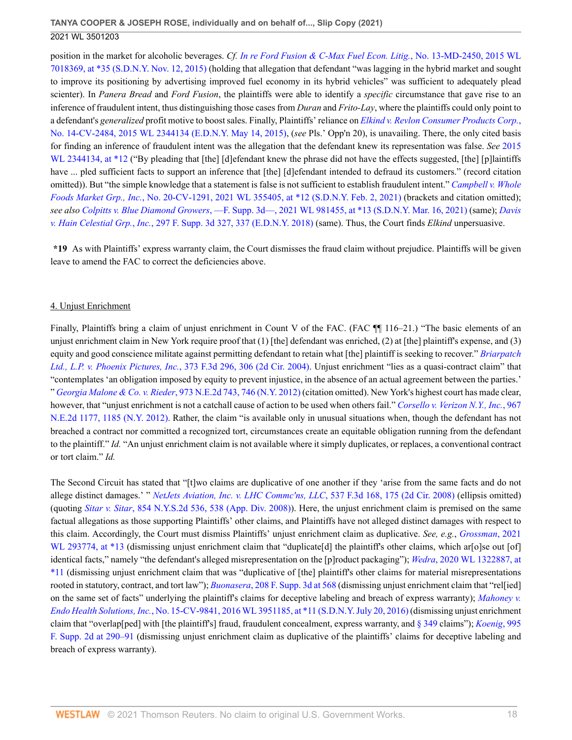position in the market for alcoholic beverages. *Cf. In re Ford Fusion & C-Max Fuel Econ. Litig.*, No. 13-MD-2450, 2015 WL 7018369, at *35 (S.D.N.Y. Nov. 12, 2015) (holding that allegation that defendant "was lagging in the hybrid market and sought to improve its positioning by advertising improved fuel economy in its hybrid vehicles" was sufficient to adequately plead scienter). In *Panera Bread* and *Ford Fusion*, the plaintiffs were able to identify a *specific* circumstance that gave rise to an inference of fraudulent intent, thus distinguishing those cases from *Duran* and *Frito-Lay*, where the plaintiffs could only point to a defendant's *generalized* profit motive to boost sales. Finally, Plaintiffs' reliance on *Elkind v. Revlon Consumer Products Corp.*, No. 14-CV-2484, 2015 WL 2344134 (E.D.N.Y. May 14, 2015), (*see* Pls.' Opp'n 20), is unavailing. There, the only cited basis for finding an inference of fraudulent intent was the allegation that the defendant knew its representation was false. *See* 2015 WL 2344134, at *12 ("By pleading that [the] [d]efendant knew the phrase did not have the effects suggested, [the] [p]laintiffs have ... pled sufficient facts to support an inference that [the] [d]efendant intended to defraud its customers." (record citation omitted)). But "the simple knowledge that a statement is false is not sufficient to establish fraudulent intent." *Campbell v. Whole Foods Market Grp., Inc.*, No. 20-CV-1291, 2021 WL 355405, at *12 (S.D.N.Y. Feb. 2, 2021) (brackets and citation omitted); *see also Colpitts v. Blue Diamond Growers*, —F. Supp. 3d—, 2021 WL 981455, at *13 (S.D.N.Y. Mar. 16, 2021) (same); *Davis v. Hain Celestial Grp., Inc.*, 297 F. Supp. 3d 327, 337 (E.D.N.Y. 2018) (same). Thus, the Court finds *Elkind* unpersuasive.

**\*19** As with Plaintiffs' express warranty claim, the Court dismisses the fraud claim without prejudice. Plaintiffs will be given leave to amend the FAC to correct the deficiencies above.

4. Unjust Enrichment

Finally, Plaintiffs bring a claim of unjust enrichment in Count V of the FAC. (FAC ¶¶ 116–21.) "The basic elements of an unjust enrichment claim in New York require proof that (1) [the] defendant was enriched, (2) at [the] plaintiff's expense, and (3) equity and good conscience militate against permitting defendant to retain what [the] plaintiff is seeking to recover." *Briarpatch Ltd., L.P. v. Phoenix Pictures, Inc.*, 373 F.3d 296, 306 (2d Cir. 2004). Unjust enrichment "lies as a quasi-contract claim" that "contemplates 'an obligation imposed by equity to prevent injustice, in the absence of an actual agreement between the parties.' " *Georgia Malone & Co. v. Rieder*, 973 N.E.2d 743, 746 (N.Y. 2012) (citation omitted). New York's highest court has made clear, however, that "unjust enrichment is not a catchall cause of action to be used when others fail." *Corsello v. Verizon N.Y., Inc.*, 967 N.E.2d 1177, 1185 (N.Y. 2012). Rather, the claim "is available only in unusual situations when, though the defendant has not breached a contract nor committed a recognized tort, circumstances create an equitable obligation running from the defendant to the plaintiff." *Id.* "An unjust enrichment claim is not available where it simply duplicates, or replaces, a conventional contract or tort claim." *Id.*

The Second Circuit has stated that "[t]wo claims are duplicative of one another if they 'arise from the same facts and do not allege distinct damages.' " *NetJets Aviation, Inc. v. LHC Commc'ns, LLC*, 537 F.3d 168, 175 (2d Cir. 2008) (ellipsis omitted) (quoting *Sitar v. Sitar*, 854 N.Y.S.2d 536, 538 (App. Div. 2008)). Here, the unjust enrichment claim is premised on the same factual allegations as those supporting Plaintiffs' other claims, and Plaintiffs have not alleged distinct damages with respect to this claim. Accordingly, the Court must dismiss Plaintiffs' unjust enrichment claim as duplicative. *See, e.g.*, *Grossman*, 2021 WL 293774, at *13 (dismissing unjust enrichment claim that "duplicate[d] the plaintiff's other claims, which ar[o]se out [of] identical facts," namely "the defendant's alleged misrepresentation on the [p]roduct packaging"); *Wedra*, 2020 WL 1322887, at *11 (dismissing unjust enrichment claim that was "duplicative of [the] plaintiff's other claims for material misrepresentations rooted in statutory, contract, and tort law"); *Buonasera*, 208 F. Supp. 3d at 568 (dismissing unjust enrichment claim that "rel[ied] on the same set of facts" underlying the plaintiff's claims for deceptive labeling and breach of express warranty); *Mahoney v. Endo Health Solutions, Inc.*, No. 15-CV-9841, 2016 WL 3951185, at *11 (S.D.N.Y. July 20, 2016) (dismissing unjust enrichment claim that "overlap[ped] with [the plaintiff's] fraud, fraudulent concealment, express warranty, and § 349 claims"); *Koenig*, 995 F. Supp. 2d at 290–91 (dismissing unjust enrichment claim as duplicative of the plaintiffs' claims for deceptive labeling and breach of express warranty).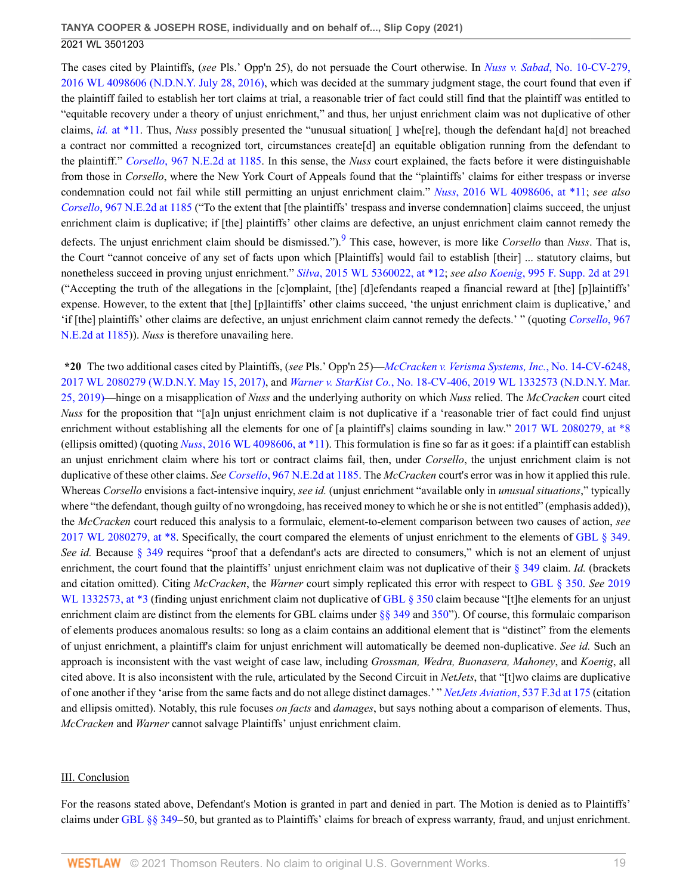The cases cited by Plaintiffs, (*see* Pls.' Opp'n 25), do not persuade the Court otherwise. In *Nuss v. Sabad*, No. 10-CV-279, 2016 WL 4098606 (N.D.N.Y. July 28, 2016), which was decided at the summary judgment stage, the court found that even if the plaintiff failed to establish her tort claims at trial, a reasonable trier of fact could still find that the plaintiff was entitled to "equitable recovery under a theory of unjust enrichment," and thus, her unjust enrichment claim was not duplicative of other claims, *id.* at *11. Thus, *Nuss* possibly presented the "unusual situation[ ] whe[re], though the defendant ha[d] not breached a contract nor committed a recognized tort, circumstances create[d] an equitable obligation running from the defendant to the plaintiff." *Corsello*, 967 N.E.2d at 1185. In this sense, the *Nuss* court explained, the facts before it were distinguishable from those in *Corsello*, where the New York Court of Appeals found that the "plaintiffs' claims for either trespass or inverse condemnation could not fail while still permitting an unjust enrichment claim." *Nuss*, 2016 WL 4098606, at *11; *see also Corsello*, 967 N.E.2d at 1185 ("To the extent that [the plaintiffs' trespass and inverse condemnation] claims succeed, the unjust enrichment claim is duplicative; if [the] plaintiffs' other claims are defective, an unjust enrichment claim cannot remedy the defects. The unjust enrichment claim should be dismissed.").[9] This case, however, is more like *Corsello* than *Nuss*. That is, the Court "cannot conceive of any set of facts upon which [Plaintiffs] would fail to establish [their] ... statutory claims, but nonetheless succeed in proving unjust enrichment." *Silva*, 2015 WL 5360022, at *12; *see also Koenig*, 995 F. Supp. 2d at 291 ("Accepting the truth of the allegations in the [c]omplaint, [the] [d]efendants reaped a financial reward at [the] [p]laintiffs' expense. However, to the extent that [the] [p]laintiffs' other claims succeed, 'the unjust enrichment claim is duplicative,' and 'if [the] plaintiffs' other claims are defective, an unjust enrichment claim cannot remedy the defects.' " (quoting *Corsello*, 967 N.E.2d at 1185)). *Nuss* is therefore unavailing here.

**\*20** The two additional cases cited by Plaintiffs, (*see* Pls.' Opp'n 25)—*McCracken v. Verisma Systems, Inc.*, No. 14-CV-6248, 2017 WL 2080279 (W.D.N.Y. May 15, 2017), and *Warner v. StarKist Co.*, No. 18-CV-406, 2019 WL 1332573 (N.D.N.Y. Mar. 25, 2019)—hinge on a misapplication of *Nuss* and the underlying authority on which *Nuss* relied. The *McCracken* court cited *Nuss* for the proposition that "[a]n unjust enrichment claim is not duplicative if a 'reasonable trier of fact could find unjust enrichment without establishing all the elements for one of [a plaintiff's] claims sounding in law." 2017 WL 2080279, at *8 (ellipsis omitted) (quoting *Nuss*, 2016 WL 4098606, at *11). This formulation is fine so far as it goes: if a plaintiff can establish an unjust enrichment claim where his tort or contract claims fail, then, under *Corsello*, the unjust enrichment claim is not duplicative of these other claims. *See Corsello*, 967 N.E.2d at 1185. The *McCracken* court's error was in how it applied this rule. Whereas *Corsello* envisions a fact-intensive inquiry, *see id.* (unjust enrichment "available only in *unusual situations*," typically where "the defendant, though guilty of no wrongdoing, has received money to which he or she is not entitled" (emphasis added)), the *McCracken* court reduced this analysis to a formulaic, element-to-element comparison between two causes of action, *see* 2017 WL 2080279, at *8. Specifically, the court compared the elements of unjust enrichment to the elements of GBL § 349. *See id.* Because § 349 requires "proof that a defendant's acts are directed to consumers," which is not an element of unjust enrichment, the court found that the plaintiffs' unjust enrichment claim was not duplicative of their § 349 claim. *Id.* (brackets and citation omitted). Citing *McCracken*, the *Warner* court simply replicated this error with respect to GBL § 350. *See* 2019 WL 1332573, at *3 (finding unjust enrichment claim not duplicative of GBL § 350 claim because "[t]he elements for an unjust enrichment claim are distinct from the elements for GBL claims under §§ 349 and 350"). Of course, this formulaic comparison of elements produces anomalous results: so long as a claim contains an additional element that is "distinct" from the elements of unjust enrichment, a plaintiff's claim for unjust enrichment will automatically be deemed non-duplicative. *See id.* Such an approach is inconsistent with the vast weight of case law, including *Grossman, Wedra, Buonasera, Mahoney*, and *Koenig*, all cited above. It is also inconsistent with the rule, articulated by the Second Circuit in *NetJets*, that "[t]wo claims are duplicative of one another if they 'arise from the same facts and do not allege distinct damages.' " *NetJets Aviation*, 537 F.3d at 175 (citation and ellipsis omitted). Notably, this rule focuses *on facts* and *damages*, but says nothing about a comparison of elements. Thus, *McCracken* and *Warner* cannot salvage Plaintiffs' unjust enrichment claim.

## III. Conclusion

For the reasons stated above, Defendant's Motion is granted in part and denied in part. The Motion is denied as to Plaintiffs' claims under GBL §§ 349–50, but granted as to Plaintiffs' claims for breach of express warranty, fraud, and unjust enrichment.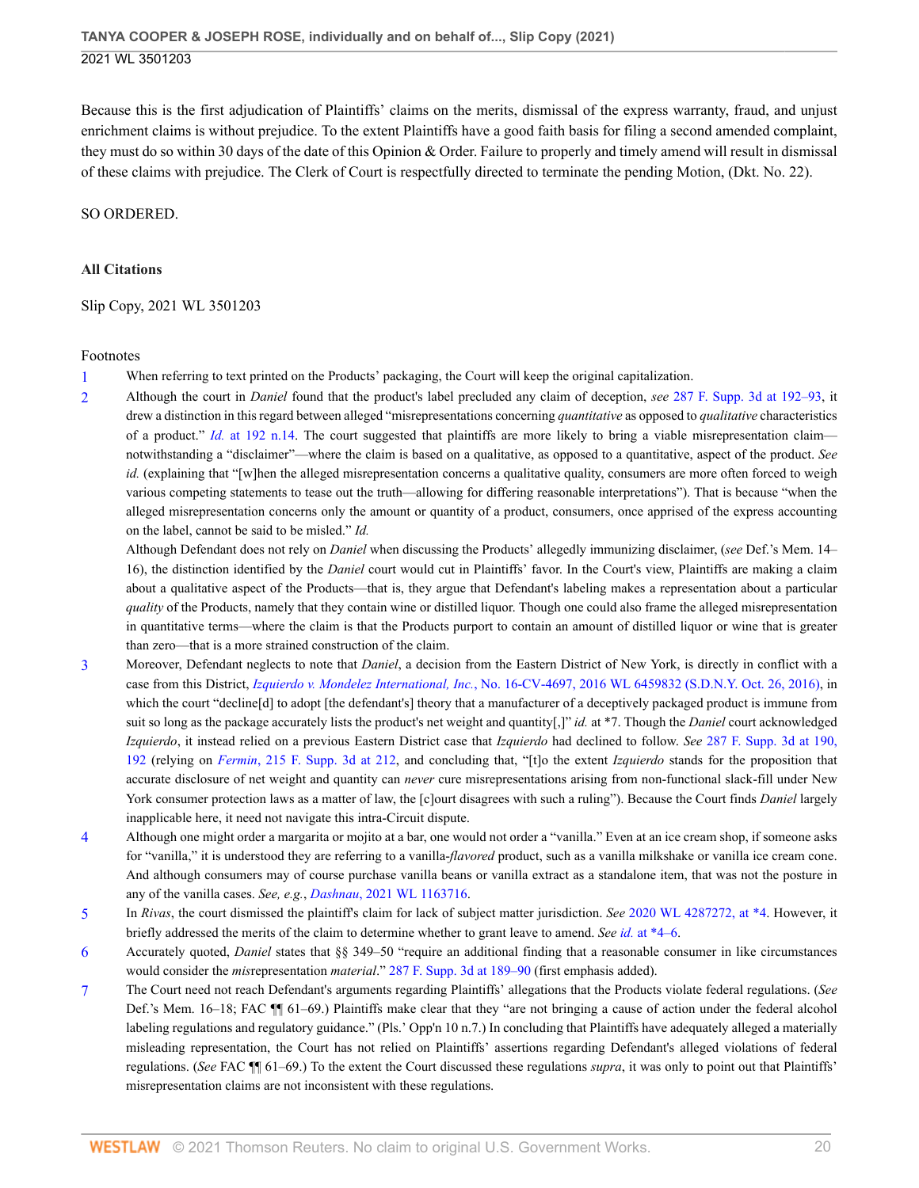Because this is the first adjudication of Plaintiffs' claims on the merits, dismissal of the express warranty, fraud, and unjust enrichment claims is without prejudice. To the extent Plaintiffs have a good faith basis for filing a second amended complaint, they must do so within 30 days of the date of this Opinion & Order. Failure to properly and timely amend will result in dismissal of these claims with prejudice. The Clerk of Court is respectfully directed to terminate the pending Motion, (Dkt. No. 22).

SO ORDERED.

**All Citations**

Slip Copy, 2021 WL 3501203

Footnotes

1 When referring to text printed on the Products' packaging, the Court will keep the original capitalization.

2 Although the court in *Daniel* found that the product's label precluded any claim of deception, *see* 287 F. Supp. 3d at 192–93, it drew a distinction in this regard between alleged "misrepresentations concerning *quantitative* as opposed to *qualitative* characteristics of a product." *Id.* at 192 n.14. The court suggested that plaintiffs are more likely to bring a viable misrepresentation claim—notwithstanding a "disclaimer"—where the claim is based on a qualitative, as opposed to a quantitative, aspect of the product. *See id.* (explaining that "[w]hen the alleged misrepresentation concerns a qualitative quality, consumers are more often forced to weigh various competing statements to tease out the truth—allowing for differing reasonable interpretations"). That is because "when the alleged misrepresentation concerns only the amount or quantity of a product, consumers, once apprised of the express accounting on the label, cannot be said to be misled." *Id.*

Although Defendant does not rely on *Daniel* when discussing the Products' allegedly immunizing disclaimer, (*see* Def.'s Mem. 14–16), the distinction identified by the *Daniel* court would cut in Plaintiffs' favor. In the Court's view, Plaintiffs are making a claim about a qualitative aspect of the Products—that is, they argue that Defendant's labeling makes a representation about a particular *quality* of the Products, namely that they contain wine or distilled liquor. Though one could also frame the alleged misrepresentation in quantitative terms—where the claim is that the Products purport to contain an amount of distilled liquor or wine that is greater than zero—that is a more strained construction of the claim.

3 Moreover, Defendant neglects to note that *Daniel*, a decision from the Eastern District of New York, is directly in conflict with a case from this District, *Izquierdo v. Mondelez International, Inc.*, No. 16-CV-4697, 2016 WL 6459832 (S.D.N.Y. Oct. 26, 2016), in which the court "decline[d] to adopt [the defendant's] theory that a manufacturer of a deceptively packaged product is immune from suit so long as the package accurately lists the product's net weight and quantity[,]" *id.* at *7. Though the *Daniel* court acknowledged *Izquierdo*, it instead relied on a previous Eastern District case that *Izquierdo* had declined to follow. *See* 287 F. Supp. 3d at 190, 192 (relying on *Fermin*, 215 F. Supp. 3d at 212, and concluding that, "[t]o the extent *Izquierdo* stands for the proposition that accurate disclosure of net weight and quantity can *never* cure misrepresentations arising from non-functional slack-fill under New York consumer protection laws as a matter of law, the [c]ourt disagrees with such a ruling"). Because the Court finds *Daniel* largely inapplicable here, it need not navigate this intra-Circuit dispute.

4 Although one might order a margarita or mojito at a bar, one would not order a "vanilla." Even at an ice cream shop, if someone asks for "vanilla," it is understood they are referring to a vanilla-*flavored* product, such as a vanilla milkshake or vanilla ice cream cone. And although consumers may of course purchase vanilla beans or vanilla extract as a standalone item, that was not the posture in any of the vanilla cases. *See, e.g.*, *Dashnau*, 2021 WL 1163716.

5 In *Rivas*, the court dismissed the plaintiff's claim for lack of subject matter jurisdiction. *See* 2020 WL 4287272, at *4. However, it briefly addressed the merits of the claim to determine whether to grant leave to amend. *See id.* at *4–6.

6 Accurately quoted, *Daniel* states that §§ 349–50 "require an additional finding that a reasonable consumer in like circumstances would consider the *mis*representation *material*." 287 F. Supp. 3d at 189–90 (first emphasis added).

7 The Court need not reach Defendant's arguments regarding Plaintiffs' allegations that the Products violate federal regulations. (*See* Def.'s Mem. 16–18; FAC ¶¶ 61–69.) Plaintiffs make clear that they "are not bringing a cause of action under the federal alcohol labeling regulations and regulatory guidance." (Pls.' Opp'n 10 n.7.) In concluding that Plaintiffs have adequately alleged a materially misleading representation, the Court has not relied on Plaintiffs' assertions regarding Defendant's alleged violations of federal regulations. (*See* FAC ¶¶ 61–69.) To the extent the Court discussed these regulations *supra*, it was only to point out that Plaintiffs' misrepresentation claims are not inconsistent with these regulations.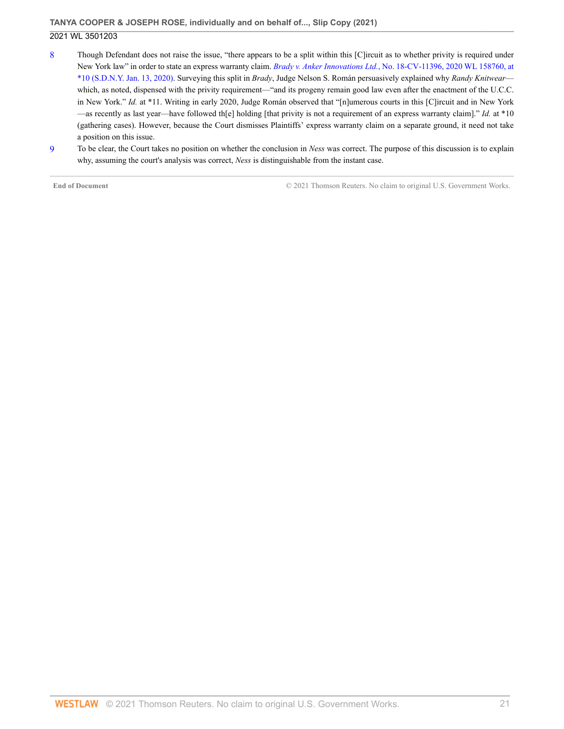8 Though Defendant does not raise the issue, "there appears to be a split within this [C]ircuit as to whether privity is required under New York law" in order to state an express warranty claim. *Brady v. Anker Innovations Ltd.*, No. 18-CV-11396, 2020 WL 158760, at *10 (S.D.N.Y. Jan. 13, 2020). Surveying this split in *Brady*, Judge Nelson S. Román persuasively explained why *Randy Knitwear*—which, as noted, dispensed with the privity requirement—"and its progeny remain good law even after the enactment of the U.C.C. in New York." *Id.* at *11. Writing in early 2020, Judge Román observed that "[n]umerous courts in this [C]ircuit and in New York—as recently as last year—have followed th[e] holding [that privity is not a requirement of an express warranty claim]." *Id.* at *10 (gathering cases). However, because the Court dismisses Plaintiffs' express warranty claim on a separate ground, it need not take a position on this issue.

9 To be clear, the Court takes no position on whether the conclusion in *Ness* was correct. The purpose of this discussion is to explain why, assuming the court's analysis was correct, *Ness* is distinguishable from the instant case.

End of Document © 2021 Thomson Reuters. No claim to original U.S. Government Works.